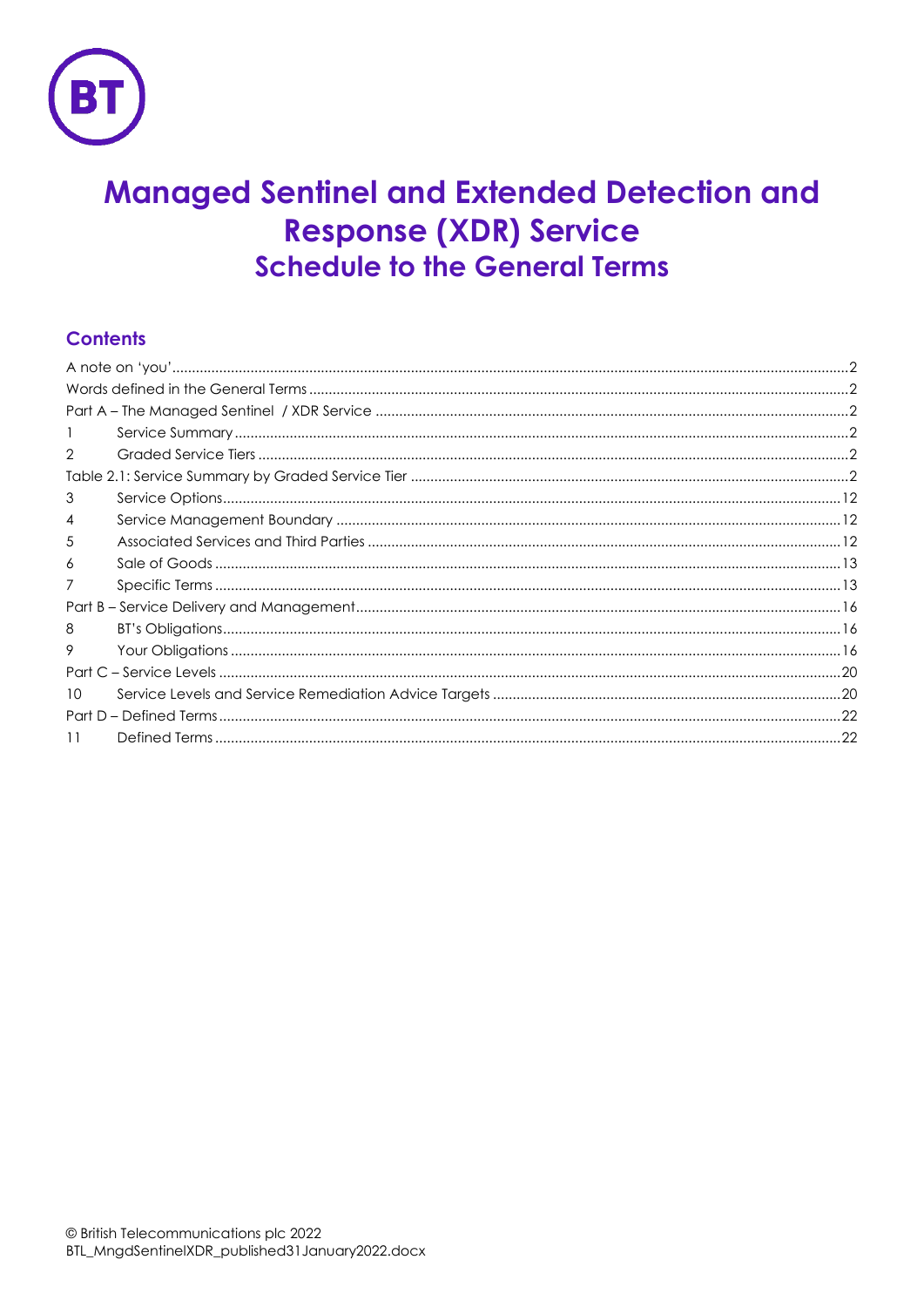# Managed Sentinel and Extended Detection and Response (XDR) Service

## Schedule to the General Terms

### Contents

A note on 'you' ..... 2
Words defined in the General Terms ..... 2
Part A – The Managed Sentinel / XDR Service ..... 2
1 Service Summary ..... 2
2 Graded Service Tiers ..... 2
Table 2.1: Service Summary by Graded Service Tier ..... 2
3 Service Options ..... 12
4 Service Management Boundary ..... 12
5 Associated Services and Third Parties ..... 12
6 Sale of Goods ..... 13
7 Specific Terms ..... 13
Part B – Service Delivery and Management ..... 16
8 BT's Obligations ..... 16
9 Your Obligations ..... 16
Part C – Service Levels ..... 20
10 Service Levels and Service Remediation Advice Targets ..... 20
Part D – Defined Terms ..... 22
11 Defined Terms ..... 22

© British Telecommunications plc 2022
BTL_MngdSentinelXDR_published31January2022.docx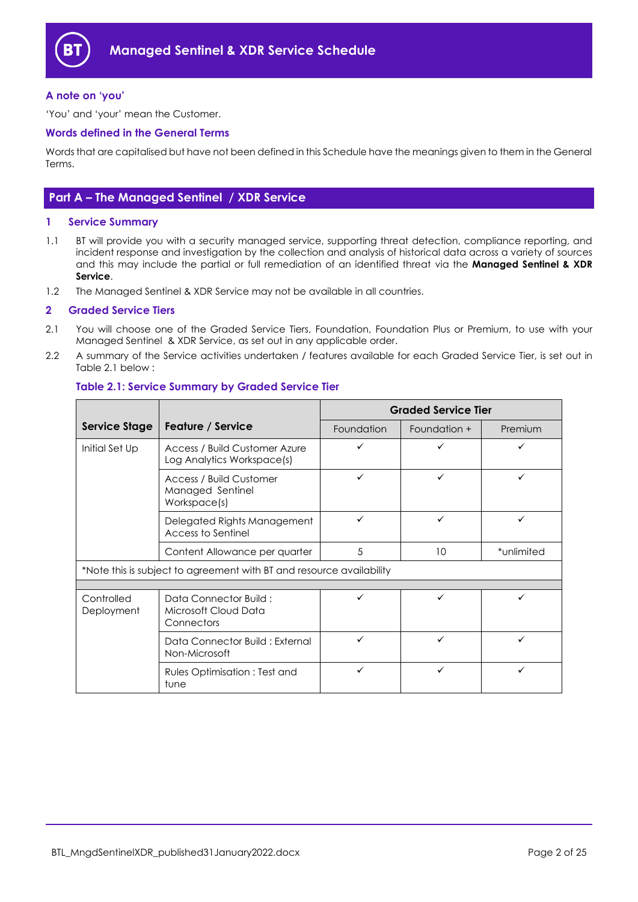# Managed Sentinel & XDR Service Schedule

### A note on 'you'

'You' and 'your' mean the Customer.

### Words defined in the General Terms

Words that are capitalised but have not been defined in this Schedule have the meanings given to them in the General Terms.

## Part A – The Managed Sentinel / XDR Service

### 1 Service Summary

1.1 BT will provide you with a security managed service, supporting threat detection, compliance reporting, and incident response and investigation by the collection and analysis of historical data across a variety of sources and this may include the partial or full remediation of an identified threat via the **Managed Sentinel & XDR Service**.

1.2 The Managed Sentinel & XDR Service may not be available in all countries.

### 2 Graded Service Tiers

2.1 You will choose one of the Graded Service Tiers, Foundation, Foundation Plus or Premium, to use with your Managed Sentinel & XDR Service, as set out in any applicable order.

2.2 A summary of the Service activities undertaken / features available for each Graded Service Tier, is set out in Table 2.1 below :

#### Table 2.1: Service Summary by Graded Service Tier

| Service Stage | Feature / Service | Graded Service Tier | | |
|---|---|---|---|---|
| | | Foundation | Foundation + | Premium |
| Initial Set Up | Access / Build Customer Azure Log Analytics Workspace(s) | ✓ | ✓ | ✓ |
| | Access / Build Customer Managed Sentinel Workspace(s) | ✓ | ✓ | ✓ |
| | Delegated Rights Management Access to Sentinel | ✓ | ✓ | ✓ |
| | Content Allowance per quarter | 5 | 10 | *unlimited |
| *Note this is subject to agreement with BT and resource availability | | | | |
| | | | | |
| Controlled Deployment | Data Connector Build : Microsoft Cloud Data Connectors | ✓ | ✓ | ✓ |
| | Data Connector Build : External Non-Microsoft | ✓ | ✓ | ✓ |
| | Rules Optimisation : Test and tune | ✓ | ✓ | ✓ |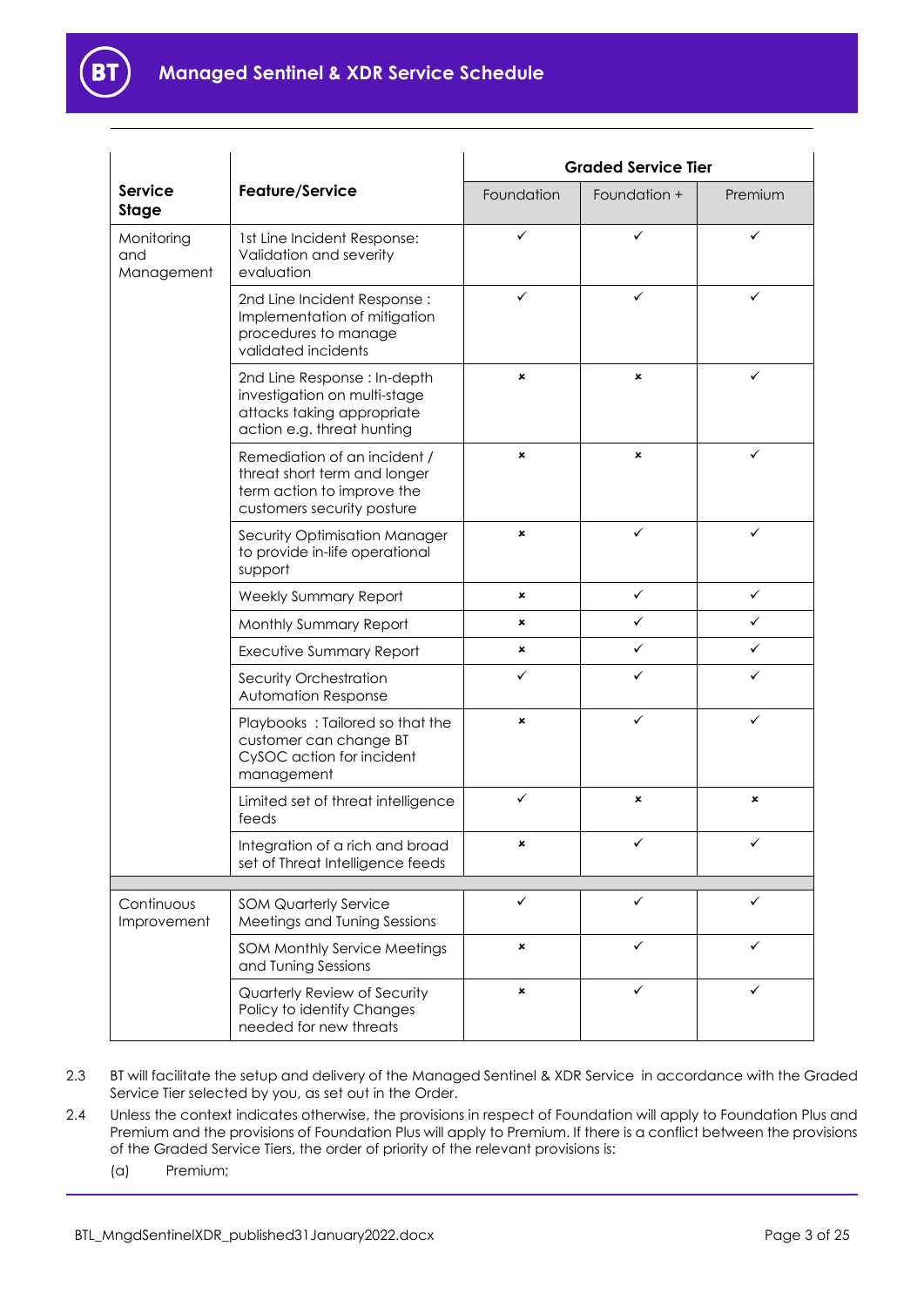| Service Stage | Feature/Service | Graded Service Tier | | |
|---|---|---|---|---|
| | | Foundation | Foundation + | Premium |
| Monitoring and Management | 1st Line Incident Response: Validation and severity evaluation | ✓ | ✓ | ✓ |
| | 2nd Line Incident Response : Implementation of mitigation procedures to manage validated incidents | ✓ | ✓ | ✓ |
| | 2nd Line Response : In-depth investigation on multi-stage attacks taking appropriate action e.g. threat hunting | × | × | ✓ |
| | Remediation of an incident / threat short term and longer term action to improve the customers security posture | × | × | ✓ |
| | Security Optimisation Manager to provide in-life operational support | × | ✓ | ✓ |
| | Weekly Summary Report | × | ✓ | ✓ |
| | Monthly Summary Report | × | ✓ | ✓ |
| | Executive Summary Report | × | ✓ | ✓ |
| | Security Orchestration Automation Response | ✓ | ✓ | ✓ |
| | Playbooks : Tailored so that the customer can change BT CySOC action for incident management | × | ✓ | ✓ |
| | Limited set of threat intelligence feeds | ✓ | × | × |
| | Integration of a rich and broad set of Threat Intelligence feeds | × | ✓ | ✓ |
| | | | | |
| Continuous Improvement | SOM Quarterly Service Meetings and Tuning Sessions | ✓ | ✓ | ✓ |
| | SOM Monthly Service Meetings and Tuning Sessions | × | ✓ | ✓ |
| | Quarterly Review of Security Policy to identify Changes needed for new threats | × | ✓ | ✓ |

2.3 BT will facilitate the setup and delivery of the Managed Sentinel & XDR Service in accordance with the Graded Service Tier selected by you, as set out in the Order.

2.4 Unless the context indicates otherwise, the provisions in respect of Foundation will apply to Foundation Plus and Premium and the provisions of Foundation Plus will apply to Premium. If there is a conflict between the provisions of the Graded Service Tiers, the order of priority of the relevant provisions is:

(a) Premium;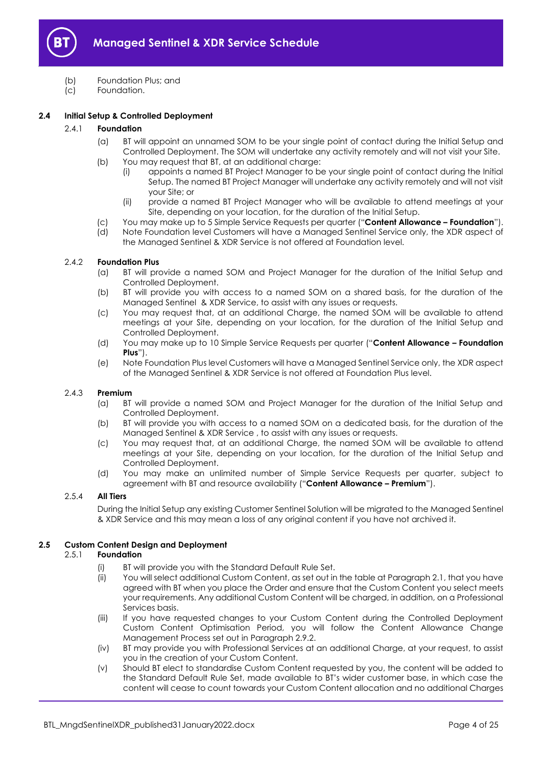(b) Foundation Plus; and

(c) Foundation.

**2.4 Initial Setup & Controlled Deployment**

2.4.1 **Foundation**

(a) BT will appoint an unnamed SOM to be your single point of contact during the Initial Setup and Controlled Deployment. The SOM will undertake any activity remotely and will not visit your Site.

(b) You may request that BT, at an additional charge:

(i) appoints a named BT Project Manager to be your single point of contact during the Initial Setup. The named BT Project Manager will undertake any activity remotely and will not visit your Site; or

(ii) provide a named BT Project Manager who will be available to attend meetings at your Site, depending on your location, for the duration of the Initial Setup.

(c) You may make up to 5 Simple Service Requests per quarter ("**Content Allowance – Foundation**").

(d) Note Foundation level Customers will have a Managed Sentinel Service only, the XDR aspect of the Managed Sentinel & XDR Service is not offered at Foundation level.

2.4.2 **Foundation Plus**

(a) BT will provide a named SOM and Project Manager for the duration of the Initial Setup and Controlled Deployment.

(b) BT will provide you with access to a named SOM on a shared basis, for the duration of the Managed Sentinel & XDR Service, to assist with any issues or requests.

(c) You may request that, at an additional Charge, the named SOM will be available to attend meetings at your Site, depending on your location, for the duration of the Initial Setup and Controlled Deployment.

(d) You may make up to 10 Simple Service Requests per quarter ("**Content Allowance – Foundation Plus**").

(e) Note Foundation Plus level Customers will have a Managed Sentinel Service only, the XDR aspect of the Managed Sentinel & XDR Service is not offered at Foundation Plus level.

2.4.3 **Premium**

(a) BT will provide a named SOM and Project Manager for the duration of the Initial Setup and Controlled Deployment.

(b) BT will provide you with access to a named SOM on a dedicated basis, for the duration of the Managed Sentinel & XDR Service , to assist with any issues or requests.

(c) You may request that, at an additional Charge, the named SOM will be available to attend meetings at your Site, depending on your location, for the duration of the Initial Setup and Controlled Deployment.

(d) You may make an unlimited number of Simple Service Requests per quarter, subject to agreement with BT and resource availability ("**Content Allowance – Premium**").

2.5.4 **All Tiers**

During the Initial Setup any existing Customer Sentinel Solution will be migrated to the Managed Sentinel & XDR Service and this may mean a loss of any original content if you have not archived it.

**2.5 Custom Content Design and Deployment**

2.5.1 **Foundation**

(i) BT will provide you with the Standard Default Rule Set.

(ii) You will select additional Custom Content, as set out in the table at Paragraph 2.1, that you have agreed with BT when you place the Order and ensure that the Custom Content you select meets your requirements. Any additional Custom Content will be charged, in addition, on a Professional Services basis.

(iii) If you have requested changes to your Custom Content during the Controlled Deployment Custom Content Optimisation Period, you will follow the Content Allowance Change Management Process set out in Paragraph 2.9.2.

(iv) BT may provide you with Professional Services at an additional Charge, at your request, to assist you in the creation of your Custom Content.

(v) Should BT elect to standardise Custom Content requested by you, the content will be added to the Standard Default Rule Set, made available to BT's wider customer base, in which case the content will cease to count towards your Custom Content allocation and no additional Charges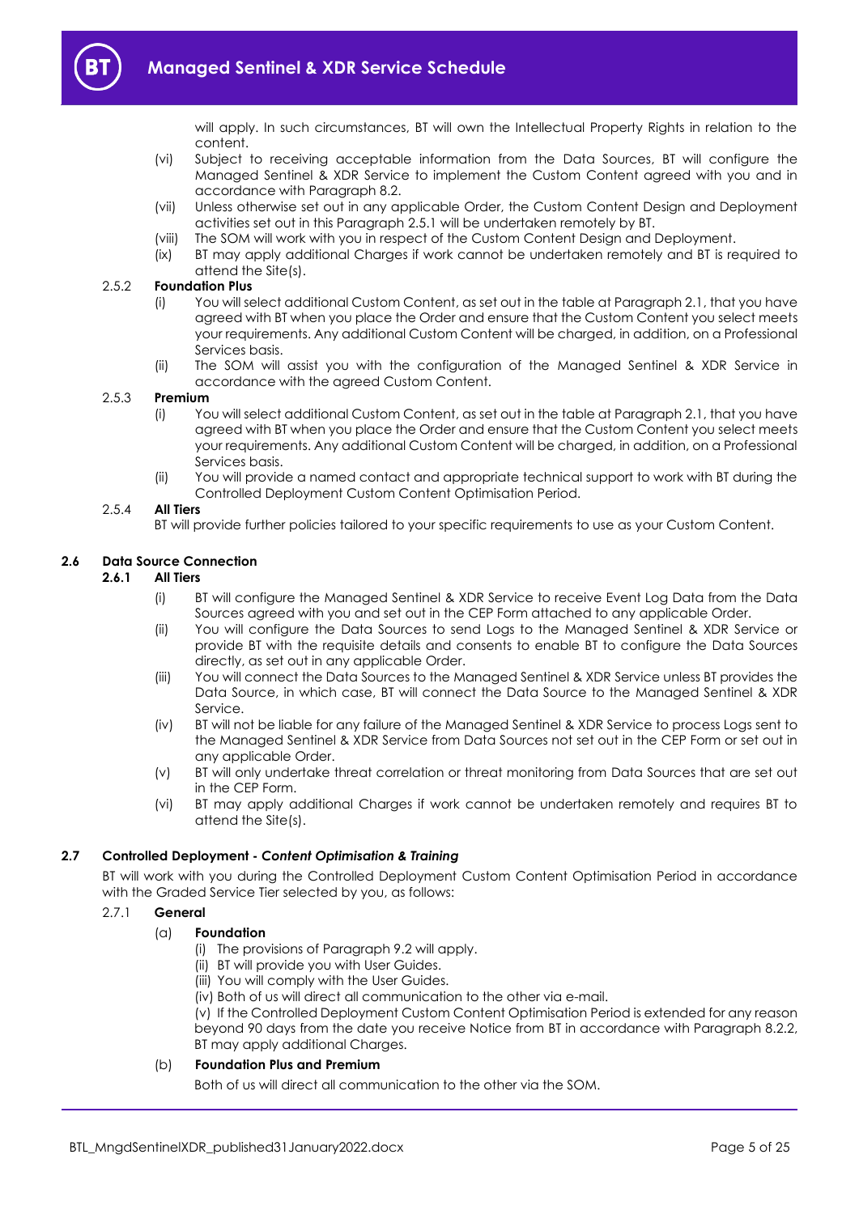will apply. In such circumstances, BT will own the Intellectual Property Rights in relation to the content.

(vi) Subject to receiving acceptable information from the Data Sources, BT will configure the Managed Sentinel & XDR Service to implement the Custom Content agreed with you and in accordance with Paragraph 8.2.

(vii) Unless otherwise set out in any applicable Order, the Custom Content Design and Deployment activities set out in this Paragraph 2.5.1 will be undertaken remotely by BT.

(viii) The SOM will work with you in respect of the Custom Content Design and Deployment.

(ix) BT may apply additional Charges if work cannot be undertaken remotely and BT is required to attend the Site(s).

#### 2.5.2 Foundation Plus

(i) You will select additional Custom Content, as set out in the table at Paragraph 2.1, that you have agreed with BT when you place the Order and ensure that the Custom Content you select meets your requirements. Any additional Custom Content will be charged, in addition, on a Professional Services basis.

(ii) The SOM will assist you with the configuration of the Managed Sentinel & XDR Service in accordance with the agreed Custom Content.

#### 2.5.3 Premium

(i) You will select additional Custom Content, as set out in the table at Paragraph 2.1, that you have agreed with BT when you place the Order and ensure that the Custom Content you select meets your requirements. Any additional Custom Content will be charged, in addition, on a Professional Services basis.

(ii) You will provide a named contact and appropriate technical support to work with BT during the Controlled Deployment Custom Content Optimisation Period.

#### 2.5.4 All Tiers

BT will provide further policies tailored to your specific requirements to use as your Custom Content.

### 2.6 Data Source Connection

#### 2.6.1 All Tiers

(i) BT will configure the Managed Sentinel & XDR Service to receive Event Log Data from the Data Sources agreed with you and set out in the CEP Form attached to any applicable Order.

(ii) You will configure the Data Sources to send Logs to the Managed Sentinel & XDR Service or provide BT with the requisite details and consents to enable BT to configure the Data Sources directly, as set out in any applicable Order.

(iii) You will connect the Data Sources to the Managed Sentinel & XDR Service unless BT provides the Data Source, in which case, BT will connect the Data Source to the Managed Sentinel & XDR Service.

(iv) BT will not be liable for any failure of the Managed Sentinel & XDR Service to process Logs sent to the Managed Sentinel & XDR Service from Data Sources not set out in the CEP Form or set out in any applicable Order.

(v) BT will only undertake threat correlation or threat monitoring from Data Sources that are set out in the CEP Form.

(vi) BT may apply additional Charges if work cannot be undertaken remotely and requires BT to attend the Site(s).

### 2.7 Controlled Deployment - *Content Optimisation & Training*

BT will work with you during the Controlled Deployment Custom Content Optimisation Period in accordance with the Graded Service Tier selected by you, as follows:

#### 2.7.1 General

(a) **Foundation**

(i) The provisions of Paragraph 9.2 will apply.

(ii) BT will provide you with User Guides.

(iii) You will comply with the User Guides.

(iv) Both of us will direct all communication to the other via e-mail.

(v) If the Controlled Deployment Custom Content Optimisation Period is extended for any reason beyond 90 days from the date you receive Notice from BT in accordance with Paragraph 8.2.2, BT may apply additional Charges.

(b) **Foundation Plus and Premium**

Both of us will direct all communication to the other via the SOM.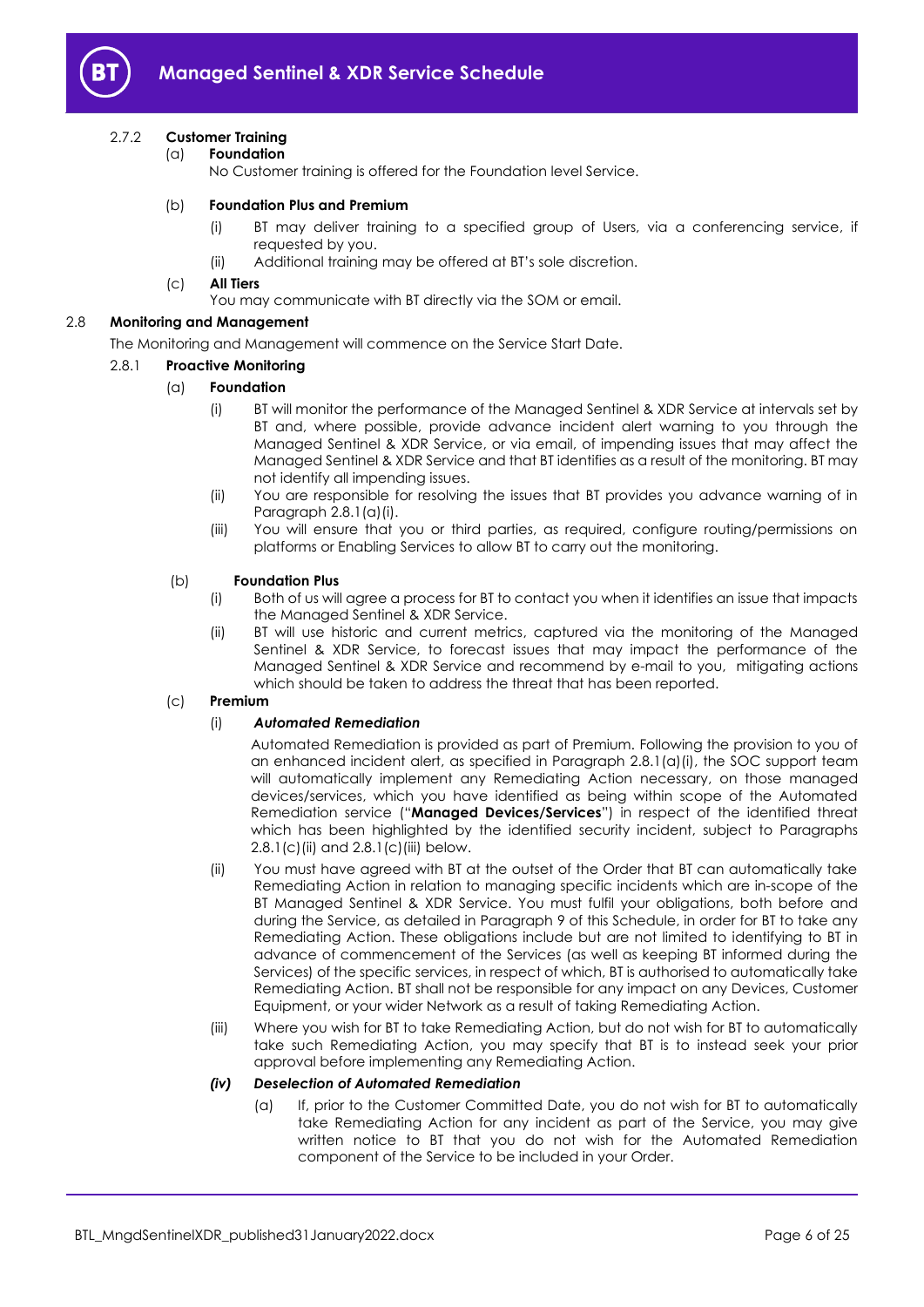#### 2.7.2 **Customer Training**

(a) **Foundation**

No Customer training is offered for the Foundation level Service.

(b) **Foundation Plus and Premium**

(i) BT may deliver training to a specified group of Users, via a conferencing service, if requested by you.

(ii) Additional training may be offered at BT's sole discretion.

(c) **All Tiers**

You may communicate with BT directly via the SOM or email.

### 2.8 **Monitoring and Management**

The Monitoring and Management will commence on the Service Start Date.

#### 2.8.1 **Proactive Monitoring**

(a) **Foundation**

(i) BT will monitor the performance of the Managed Sentinel & XDR Service at intervals set by BT and, where possible, provide advance incident alert warning to you through the Managed Sentinel & XDR Service, or via email, of impending issues that may affect the Managed Sentinel & XDR Service and that BT identifies as a result of the monitoring. BT may not identify all impending issues.

(ii) You are responsible for resolving the issues that BT provides you advance warning of in Paragraph 2.8.1(a)(i).

(iii) You will ensure that you or third parties, as required, configure routing/permissions on platforms or Enabling Services to allow BT to carry out the monitoring.

(b) **Foundation Plus**

(i) Both of us will agree a process for BT to contact you when it identifies an issue that impacts the Managed Sentinel & XDR Service.

(ii) BT will use historic and current metrics, captured via the monitoring of the Managed Sentinel & XDR Service, to forecast issues that may impact the performance of the Managed Sentinel & XDR Service and recommend by e-mail to you, mitigating actions which should be taken to address the threat that has been reported.

(c) **Premium**

(i) ***Automated Remediation***

Automated Remediation is provided as part of Premium. Following the provision to you of an enhanced incident alert, as specified in Paragraph 2.8.1(a)(i), the SOC support team will automatically implement any Remediating Action necessary, on those managed devices/services, which you have identified as being within scope of the Automated Remediation service ("**Managed Devices/Services**") in respect of the identified threat which has been highlighted by the identified security incident, subject to Paragraphs 2.8.1(c)(ii) and 2.8.1(c)(iii) below.

(ii) You must have agreed with BT at the outset of the Order that BT can automatically take Remediating Action in relation to managing specific incidents which are in-scope of the BT Managed Sentinel & XDR Service. You must fulfil your obligations, both before and during the Service, as detailed in Paragraph 9 of this Schedule, in order for BT to take any Remediating Action. These obligations include but are not limited to identifying to BT in advance of commencement of the Services (as well as keeping BT informed during the Services) of the specific services, in respect of which, BT is authorised to automatically take Remediating Action. BT shall not be responsible for any impact on any Devices, Customer Equipment, or your wider Network as a result of taking Remediating Action.

(iii) Where you wish for BT to take Remediating Action, but do not wish for BT to automatically take such Remediating Action, you may specify that BT is to instead seek your prior approval before implementing any Remediating Action.

***(iv) Deselection of Automated Remediation***

(a) If, prior to the Customer Committed Date, you do not wish for BT to automatically take Remediating Action for any incident as part of the Service, you may give written notice to BT that you do not wish for the Automated Remediation component of the Service to be included in your Order.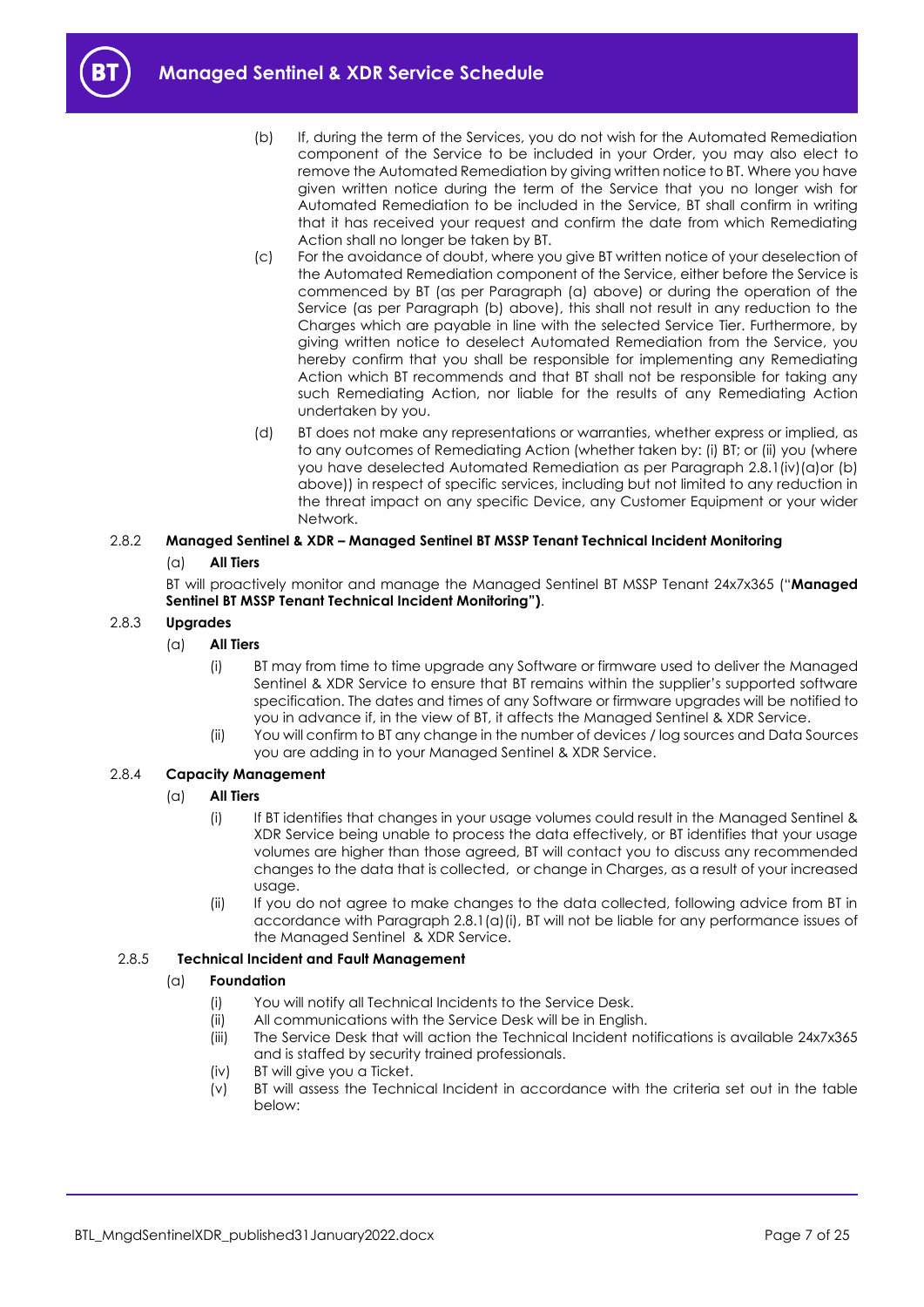(b) If, during the term of the Services, you do not wish for the Automated Remediation component of the Service to be included in your Order, you may also elect to remove the Automated Remediation by giving written notice to BT. Where you have given written notice during the term of the Service that you no longer wish for Automated Remediation to be included in the Service, BT shall confirm in writing that it has received your request and confirm the date from which Remediating Action shall no longer be taken by BT.

(c) For the avoidance of doubt, where you give BT written notice of your deselection of the Automated Remediation component of the Service, either before the Service is commenced by BT (as per Paragraph (a) above) or during the operation of the Service (as per Paragraph (b) above), this shall not result in any reduction to the Charges which are payable in line with the selected Service Tier. Furthermore, by giving written notice to deselect Automated Remediation from the Service, you hereby confirm that you shall be responsible for implementing any Remediating Action which BT recommends and that BT shall not be responsible for taking any such Remediating Action, nor liable for the results of any Remediating Action undertaken by you.

(d) BT does not make any representations or warranties, whether express or implied, as to any outcomes of Remediating Action (whether taken by: (i) BT; or (ii) you (where you have deselected Automated Remediation as per Paragraph 2.8.1(iv)(a)or (b) above)) in respect of specific services, including but not limited to any reduction in the threat impact on any specific Device, any Customer Equipment or your wider Network.

**2.8.2 Managed Sentinel & XDR – Managed Sentinel BT MSSP Tenant Technical Incident Monitoring**

(a) **All Tiers**

BT will proactively monitor and manage the Managed Sentinel BT MSSP Tenant 24x7x365 ("**Managed Sentinel BT MSSP Tenant Technical Incident Monitoring")**.

**2.8.3 Upgrades**

(a) **All Tiers**

(i) BT may from time to time upgrade any Software or firmware used to deliver the Managed Sentinel & XDR Service to ensure that BT remains within the supplier's supported software specification. The dates and times of any Software or firmware upgrades will be notified to you in advance if, in the view of BT, it affects the Managed Sentinel & XDR Service.

(ii) You will confirm to BT any change in the number of devices / log sources and Data Sources you are adding in to your Managed Sentinel & XDR Service.

**2.8.4 Capacity Management**

(a) **All Tiers**

(i) If BT identifies that changes in your usage volumes could result in the Managed Sentinel & XDR Service being unable to process the data effectively, or BT identifies that your usage volumes are higher than those agreed, BT will contact you to discuss any recommended changes to the data that is collected, or change in Charges, as a result of your increased usage.

(ii) If you do not agree to make changes to the data collected, following advice from BT in accordance with Paragraph 2.8.1(a)(i), BT will not be liable for any performance issues of the Managed Sentinel & XDR Service.

**2.8.5 Technical Incident and Fault Management**

(a) **Foundation**

(i) You will notify all Technical Incidents to the Service Desk.

(ii) All communications with the Service Desk will be in English.

(iii) The Service Desk that will action the Technical Incident notifications is available 24x7x365 and is staffed by security trained professionals.

(iv) BT will give you a Ticket.

(v) BT will assess the Technical Incident in accordance with the criteria set out in the table below: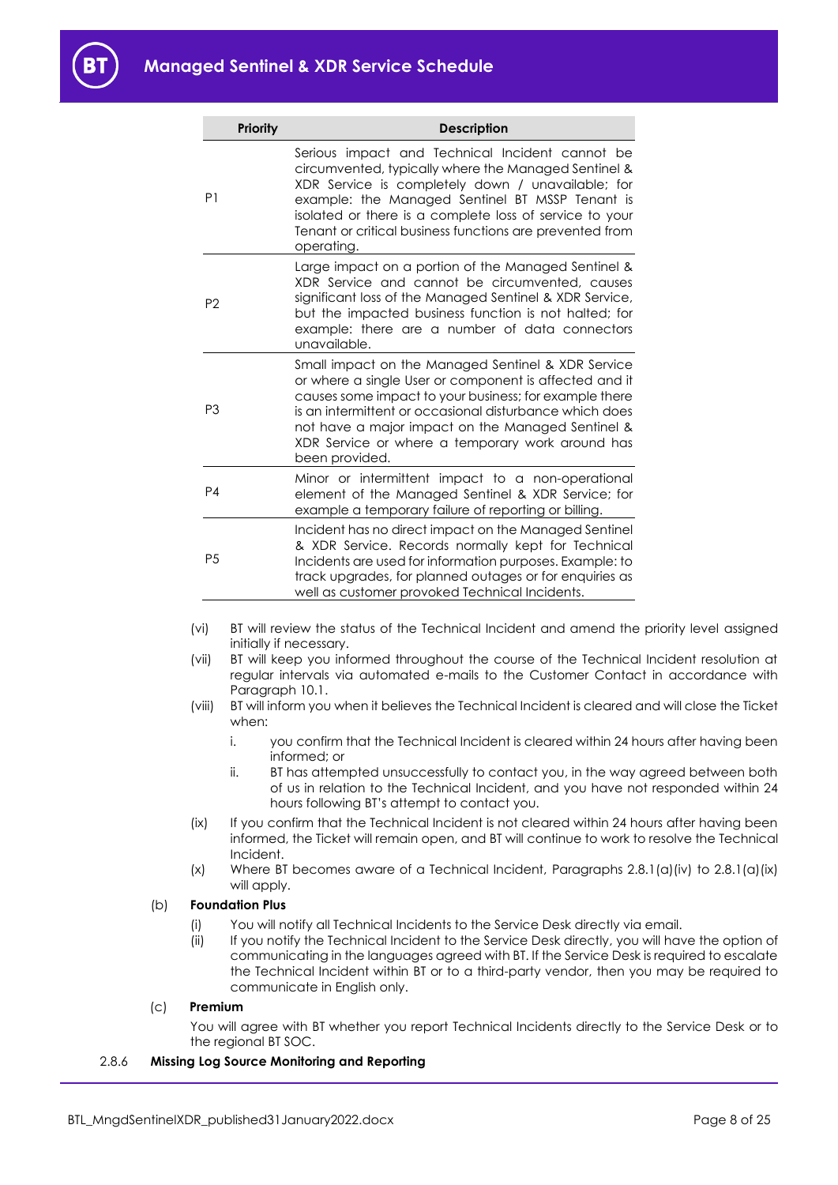| Priority | Description |
| --- | --- |
| P1 | Serious impact and Technical Incident cannot be circumvented, typically where the Managed Sentinel & XDR Service is completely down / unavailable; for example: the Managed Sentinel BT MSSP Tenant is isolated or there is a complete loss of service to your Tenant or critical business functions are prevented from operating. |
| P2 | Large impact on a portion of the Managed Sentinel & XDR Service and cannot be circumvented, causes significant loss of the Managed Sentinel & XDR Service, but the impacted business function is not halted; for example: there are a number of data connectors unavailable. |
| P3 | Small impact on the Managed Sentinel & XDR Service or where a single User or component is affected and it causes some impact to your business; for example there is an intermittent or occasional disturbance which does not have a major impact on the Managed Sentinel & XDR Service or where a temporary work around has been provided. |
| P4 | Minor or intermittent impact to a non-operational element of the Managed Sentinel & XDR Service; for example a temporary failure of reporting or billing. |
| P5 | Incident has no direct impact on the Managed Sentinel & XDR Service. Records normally kept for Technical Incidents are used for information purposes. Example: to track upgrades, for planned outages or for enquiries as well as customer provoked Technical Incidents. |

(vi) BT will review the status of the Technical Incident and amend the priority level assigned initially if necessary.

(vii) BT will keep you informed throughout the course of the Technical Incident resolution at regular intervals via automated e-mails to the Customer Contact in accordance with Paragraph 10.1.

(viii) BT will inform you when it believes the Technical Incident is cleared and will close the Ticket when:

i. you confirm that the Technical Incident is cleared within 24 hours after having been informed; or

ii. BT has attempted unsuccessfully to contact you, in the way agreed between both of us in relation to the Technical Incident, and you have not responded within 24 hours following BT's attempt to contact you.

(ix) If you confirm that the Technical Incident is not cleared within 24 hours after having been informed, the Ticket will remain open, and BT will continue to work to resolve the Technical Incident.

(x) Where BT becomes aware of a Technical Incident, Paragraphs 2.8.1(a)(iv) to 2.8.1(a)(ix) will apply.

(b) **Foundation Plus**

(i) You will notify all Technical Incidents to the Service Desk directly via email.

(ii) If you notify the Technical Incident to the Service Desk directly, you will have the option of communicating in the languages agreed with BT. If the Service Desk is required to escalate the Technical Incident within BT or to a third-party vendor, then you may be required to communicate in English only.

(c) **Premium**

You will agree with BT whether you report Technical Incidents directly to the Service Desk or to the regional BT SOC.

2.8.6 **Missing Log Source Monitoring and Reporting**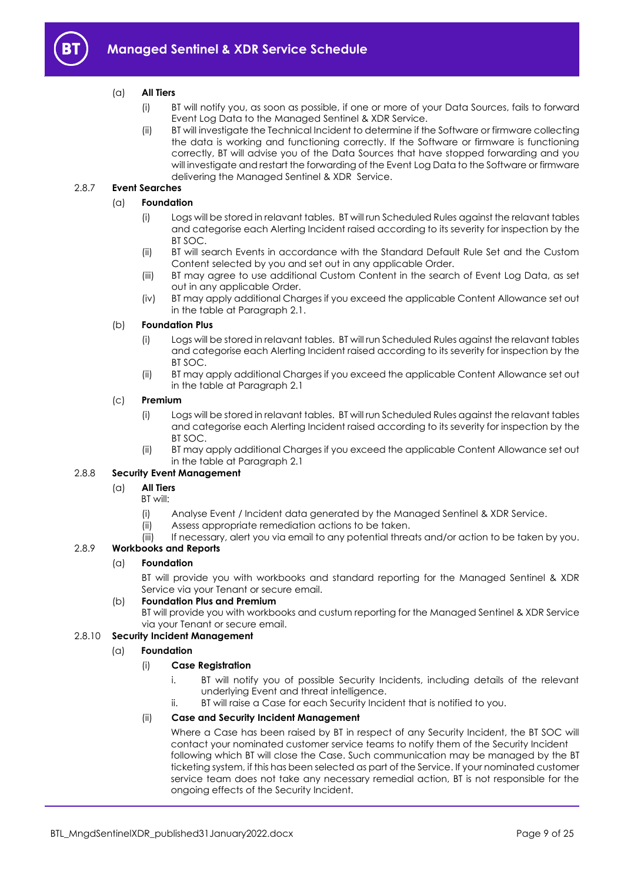(a) **All Tiers**

(i) BT will notify you, as soon as possible, if one or more of your Data Sources, fails to forward Event Log Data to the Managed Sentinel & XDR Service.

(ii) BT will investigate the Technical Incident to determine if the Software or firmware collecting the data is working and functioning correctly. If the Software or firmware is functioning correctly, BT will advise you of the Data Sources that have stopped forwarding and you will investigate and restart the forwarding of the Event Log Data to the Software or firmware delivering the Managed Sentinel & XDR Service.

2.8.7 **Event Searches**

(a) **Foundation**

(i) Logs will be stored in relavant tables. BT will run Scheduled Rules against the relavant tables and categorise each Alerting Incident raised according to its severity for inspection by the BT SOC.

(ii) BT will search Events in accordance with the Standard Default Rule Set and the Custom Content selected by you and set out in any applicable Order.

(iii) BT may agree to use additional Custom Content in the search of Event Log Data, as set out in any applicable Order.

(iv) BT may apply additional Charges if you exceed the applicable Content Allowance set out in the table at Paragraph 2.1.

(b) **Foundation Plus**

(i) Logs will be stored in relavant tables. BT will run Scheduled Rules against the relavant tables and categorise each Alerting Incident raised according to its severity for inspection by the BT SOC.

(ii) BT may apply additional Charges if you exceed the applicable Content Allowance set out in the table at Paragraph 2.1

(c) **Premium**

(i) Logs will be stored in relavant tables. BT will run Scheduled Rules against the relavant tables and categorise each Alerting Incident raised according to its severity for inspection by the BT SOC.

(ii) BT may apply additional Charges if you exceed the applicable Content Allowance set out in the table at Paragraph 2.1

2.8.8 **Security Event Management**

(a) **All Tiers**

BT will:

(i) Analyse Event / Incident data generated by the Managed Sentinel & XDR Service.

(ii) Assess appropriate remediation actions to be taken.

(iii) If necessary, alert you via email to any potential threats and/or action to be taken by you.

2.8.9 **Workbooks and Reports**

(a) **Foundation**

BT will provide you with workbooks and standard reporting for the Managed Sentinel & XDR Service via your Tenant or secure email.

(b) **Foundation Plus and Premium**

BT will provide you with workbooks and custum reporting for the Managed Sentinel & XDR Service via your Tenant or secure email.

2.8.10 **Security Incident Management**

(a) **Foundation**

(i) **Case Registration**

i. BT will notify you of possible Security Incidents, including details of the relevant underlying Event and threat intelligence.

ii. BT will raise a Case for each Security Incident that is notified to you.

(ii) **Case and Security Incident Management**

Where a Case has been raised by BT in respect of any Security Incident, the BT SOC will contact your nominated customer service teams to notify them of the Security Incident following which BT will close the Case. Such communication may be managed by the BT ticketing system, if this has been selected as part of the Service. If your nominated customer service team does not take any necessary remedial action, BT is not responsible for the ongoing effects of the Security Incident.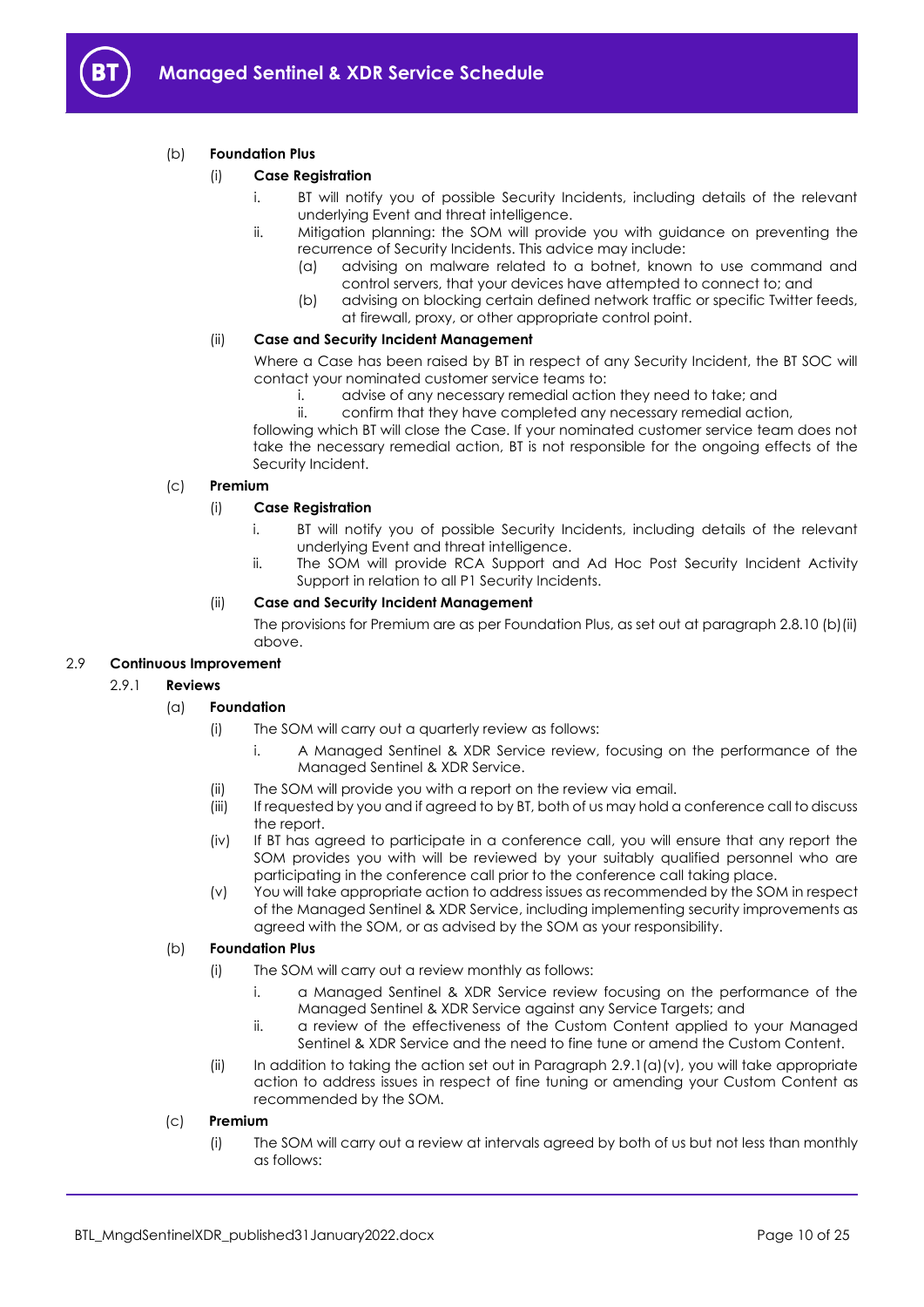(b) **Foundation Plus**

(i) **Case Registration**

i. BT will notify you of possible Security Incidents, including details of the relevant underlying Event and threat intelligence.

ii. Mitigation planning: the SOM will provide you with guidance on preventing the recurrence of Security Incidents. This advice may include:

(a) advising on malware related to a botnet, known to use command and control servers, that your devices have attempted to connect to; and

(b) advising on blocking certain defined network traffic or specific Twitter feeds, at firewall, proxy, or other appropriate control point.

(ii) **Case and Security Incident Management**

Where a Case has been raised by BT in respect of any Security Incident, the BT SOC will contact your nominated customer service teams to:

i. advise of any necessary remedial action they need to take; and

ii. confirm that they have completed any necessary remedial action,

following which BT will close the Case. If your nominated customer service team does not take the necessary remedial action, BT is not responsible for the ongoing effects of the Security Incident.

(c) **Premium**

(i) **Case Registration**

i. BT will notify you of possible Security Incidents, including details of the relevant underlying Event and threat intelligence.

ii. The SOM will provide RCA Support and Ad Hoc Post Security Incident Activity Support in relation to all P1 Security Incidents.

(ii) **Case and Security Incident Management**

The provisions for Premium are as per Foundation Plus, as set out at paragraph 2.8.10 (b)(ii) above.

2.9 **Continuous Improvement**

2.9.1 **Reviews**

(a) **Foundation**

(i) The SOM will carry out a quarterly review as follows:

i. A Managed Sentinel & XDR Service review, focusing on the performance of the Managed Sentinel & XDR Service.

(ii) The SOM will provide you with a report on the review via email.

(iii) If requested by you and if agreed to by BT, both of us may hold a conference call to discuss the report.

(iv) If BT has agreed to participate in a conference call, you will ensure that any report the SOM provides you with will be reviewed by your suitably qualified personnel who are participating in the conference call prior to the conference call taking place.

(v) You will take appropriate action to address issues as recommended by the SOM in respect of the Managed Sentinel & XDR Service, including implementing security improvements as agreed with the SOM, or as advised by the SOM as your responsibility.

(b) **Foundation Plus**

(i) The SOM will carry out a review monthly as follows:

i. a Managed Sentinel & XDR Service review focusing on the performance of the Managed Sentinel & XDR Service against any Service Targets; and

ii. a review of the effectiveness of the Custom Content applied to your Managed Sentinel & XDR Service and the need to fine tune or amend the Custom Content.

(ii) In addition to taking the action set out in Paragraph 2.9.1(a)(v), you will take appropriate action to address issues in respect of fine tuning or amending your Custom Content as recommended by the SOM.

(c) **Premium**

(i) The SOM will carry out a review at intervals agreed by both of us but not less than monthly as follows: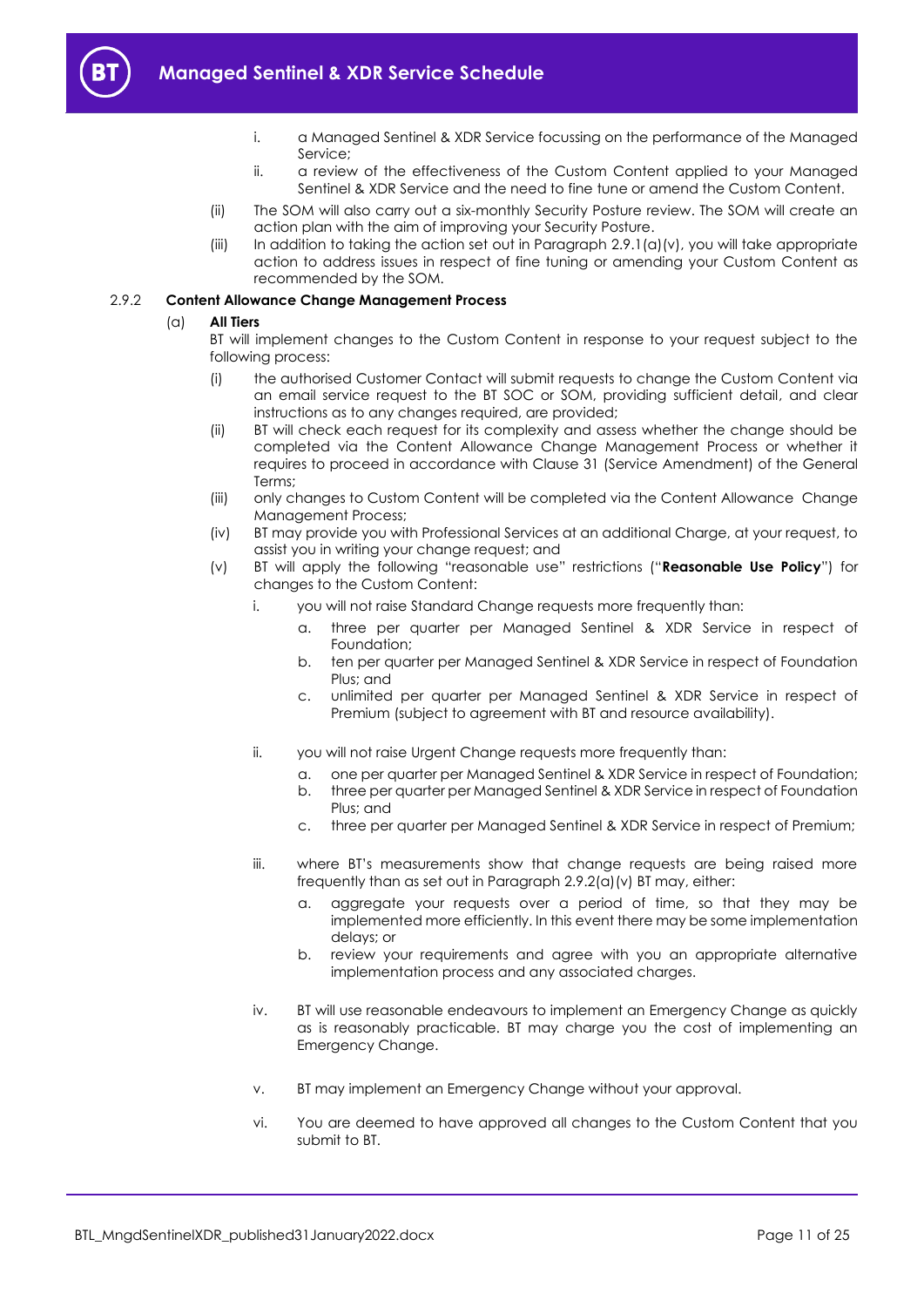i. a Managed Sentinel & XDR Service focussing on the performance of the Managed Service;

ii. a review of the effectiveness of the Custom Content applied to your Managed Sentinel & XDR Service and the need to fine tune or amend the Custom Content.

(ii) The SOM will also carry out a six-monthly Security Posture review. The SOM will create an action plan with the aim of improving your Security Posture.

(iii) In addition to taking the action set out in Paragraph 2.9.1(a)(v), you will take appropriate action to address issues in respect of fine tuning or amending your Custom Content as recommended by the SOM.

2.9.2 **Content Allowance Change Management Process**

(a) **All Tiers**

BT will implement changes to the Custom Content in response to your request subject to the following process:

(i) the authorised Customer Contact will submit requests to change the Custom Content via an email service request to the BT SOC or SOM, providing sufficient detail, and clear instructions as to any changes required, are provided;

(ii) BT will check each request for its complexity and assess whether the change should be completed via the Content Allowance Change Management Process or whether it requires to proceed in accordance with Clause 31 (Service Amendment) of the General Terms;

(iii) only changes to Custom Content will be completed via the Content Allowance Change Management Process;

(iv) BT may provide you with Professional Services at an additional Charge, at your request, to assist you in writing your change request; and

(v) BT will apply the following "reasonable use" restrictions ("**Reasonable Use Policy**") for changes to the Custom Content:

i. you will not raise Standard Change requests more frequently than:

a. three per quarter per Managed Sentinel & XDR Service in respect of Foundation;

b. ten per quarter per Managed Sentinel & XDR Service in respect of Foundation Plus; and

c. unlimited per quarter per Managed Sentinel & XDR Service in respect of Premium (subject to agreement with BT and resource availability).

ii. you will not raise Urgent Change requests more frequently than:

a. one per quarter per Managed Sentinel & XDR Service in respect of Foundation;

b. three per quarter per Managed Sentinel & XDR Service in respect of Foundation Plus; and

c. three per quarter per Managed Sentinel & XDR Service in respect of Premium;

iii. where BT's measurements show that change requests are being raised more frequently than as set out in Paragraph 2.9.2(a)(v) BT may, either:

a. aggregate your requests over a period of time, so that they may be implemented more efficiently. In this event there may be some implementation delays; or

b. review your requirements and agree with you an appropriate alternative implementation process and any associated charges.

iv. BT will use reasonable endeavours to implement an Emergency Change as quickly as is reasonably practicable. BT may charge you the cost of implementing an Emergency Change.

v. BT may implement an Emergency Change without your approval.

vi. You are deemed to have approved all changes to the Custom Content that you submit to BT.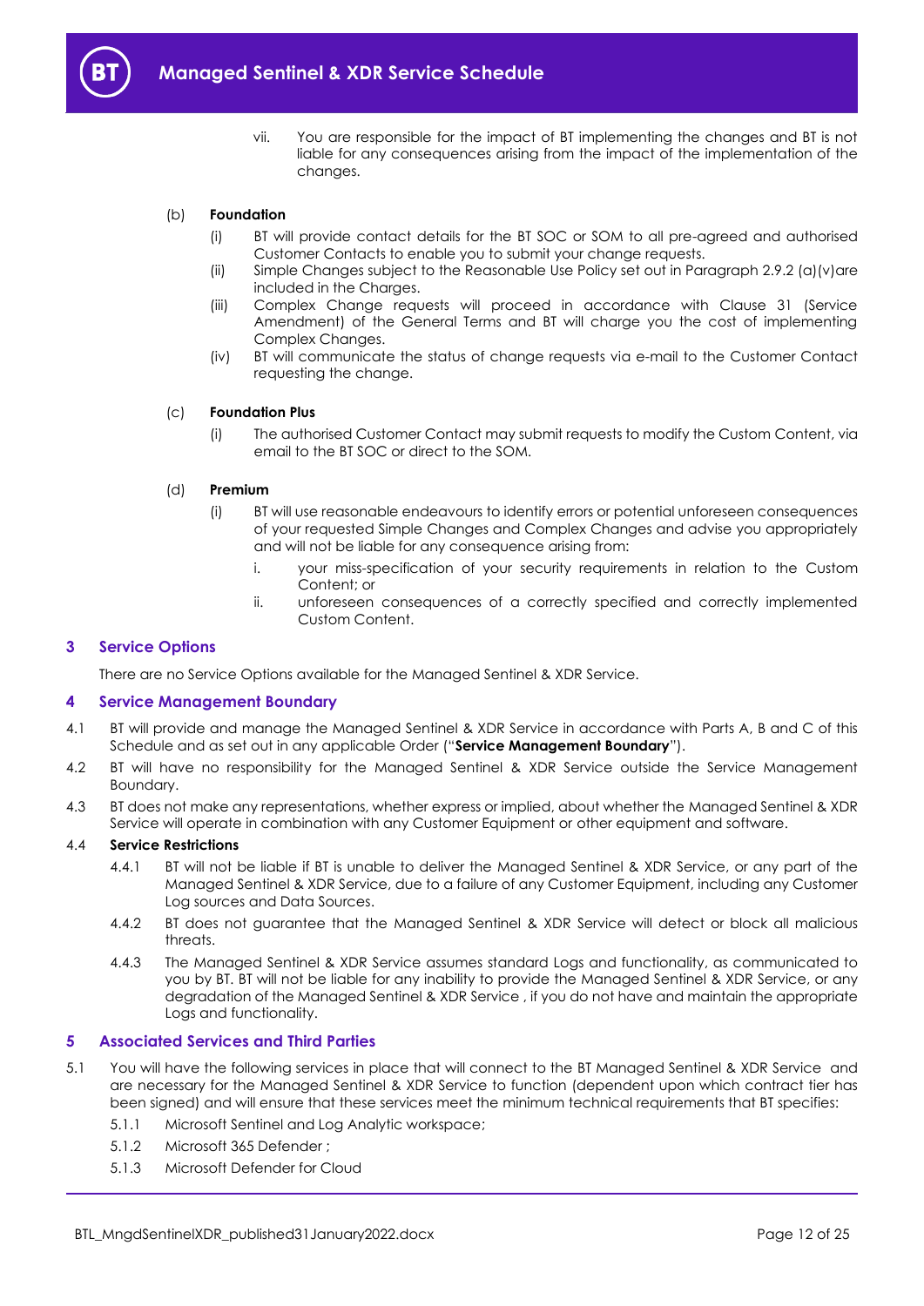vii. You are responsible for the impact of BT implementing the changes and BT is not liable for any consequences arising from the impact of the implementation of the changes.

(b) **Foundation**

(i) BT will provide contact details for the BT SOC or SOM to all pre-agreed and authorised Customer Contacts to enable you to submit your change requests.

(ii) Simple Changes subject to the Reasonable Use Policy set out in Paragraph 2.9.2 (a)(v)are included in the Charges.

(iii) Complex Change requests will proceed in accordance with Clause 31 (Service Amendment) of the General Terms and BT will charge you the cost of implementing Complex Changes.

(iv) BT will communicate the status of change requests via e-mail to the Customer Contact requesting the change.

(c) **Foundation Plus**

(i) The authorised Customer Contact may submit requests to modify the Custom Content, via email to the BT SOC or direct to the SOM.

(d) **Premium**

(i) BT will use reasonable endeavours to identify errors or potential unforeseen consequences of your requested Simple Changes and Complex Changes and advise you appropriately and will not be liable for any consequence arising from:

i. your miss-specification of your security requirements in relation to the Custom Content; or

ii. unforeseen consequences of a correctly specified and correctly implemented Custom Content.

## 3 Service Options

There are no Service Options available for the Managed Sentinel & XDR Service.

## 4 Service Management Boundary

4.1 BT will provide and manage the Managed Sentinel & XDR Service in accordance with Parts A, B and C of this Schedule and as set out in any applicable Order ("**Service Management Boundary**").

4.2 BT will have no responsibility for the Managed Sentinel & XDR Service outside the Service Management Boundary.

4.3 BT does not make any representations, whether express or implied, about whether the Managed Sentinel & XDR Service will operate in combination with any Customer Equipment or other equipment and software.

4.4 **Service Restrictions**

4.4.1 BT will not be liable if BT is unable to deliver the Managed Sentinel & XDR Service, or any part of the Managed Sentinel & XDR Service, due to a failure of any Customer Equipment, including any Customer Log sources and Data Sources.

4.4.2 BT does not guarantee that the Managed Sentinel & XDR Service will detect or block all malicious threats.

4.4.3 The Managed Sentinel & XDR Service assumes standard Logs and functionality, as communicated to you by BT. BT will not be liable for any inability to provide the Managed Sentinel & XDR Service, or any degradation of the Managed Sentinel & XDR Service , if you do not have and maintain the appropriate Logs and functionality.

## 5 Associated Services and Third Parties

5.1 You will have the following services in place that will connect to the BT Managed Sentinel & XDR Service and are necessary for the Managed Sentinel & XDR Service to function (dependent upon which contract tier has been signed) and will ensure that these services meet the minimum technical requirements that BT specifies:

5.1.1 Microsoft Sentinel and Log Analytic workspace;

5.1.2 Microsoft 365 Defender ;

5.1.3 Microsoft Defender for Cloud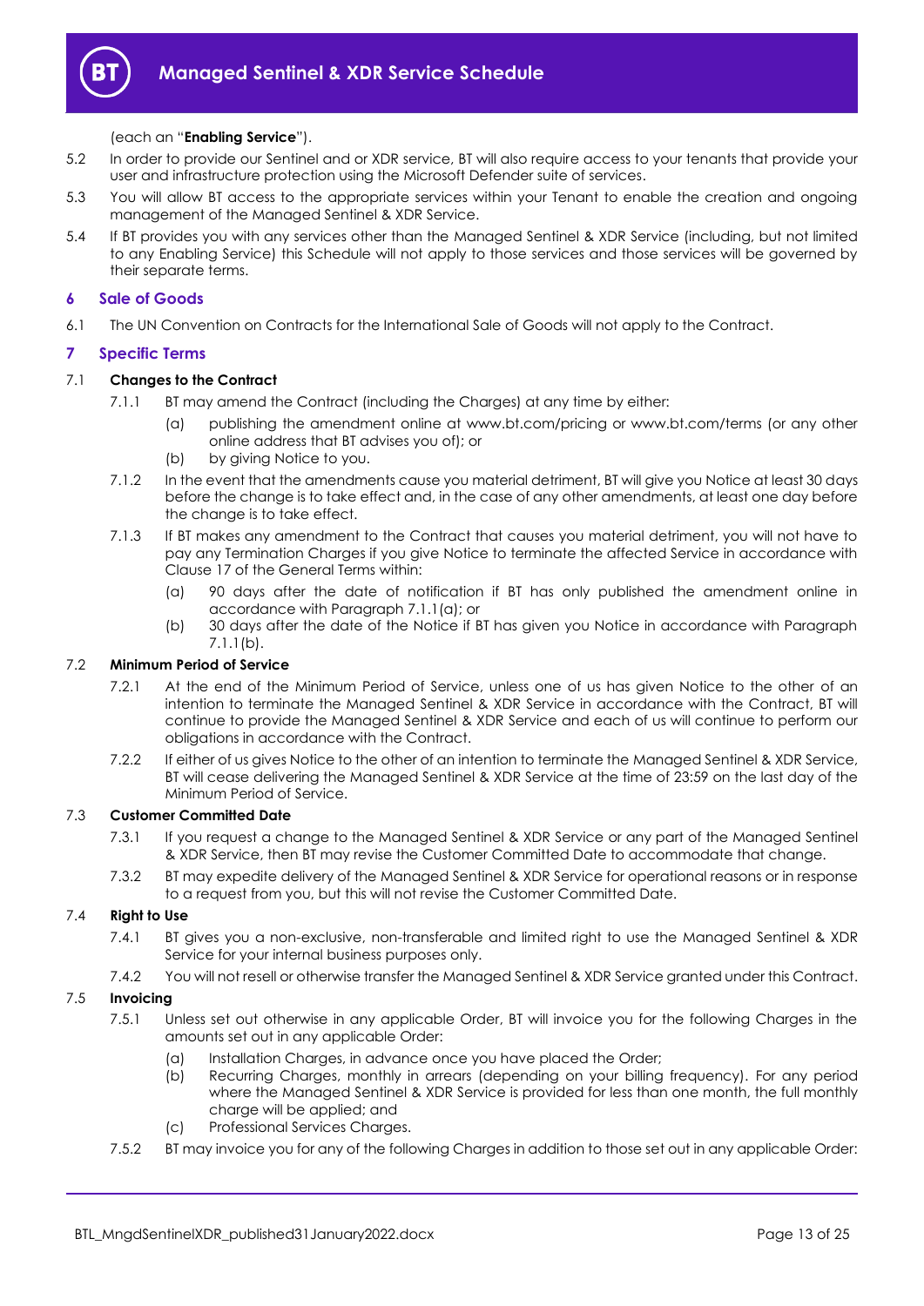(each an "**Enabling Service**").

5.2 In order to provide our Sentinel and or XDR service, BT will also require access to your tenants that provide your user and infrastructure protection using the Microsoft Defender suite of services.

5.3 You will allow BT access to the appropriate services within your Tenant to enable the creation and ongoing management of the Managed Sentinel & XDR Service.

5.4 If BT provides you with any services other than the Managed Sentinel & XDR Service (including, but not limited to any Enabling Service) this Schedule will not apply to those services and those services will be governed by their separate terms.

## 6 Sale of Goods

6.1 The UN Convention on Contracts for the International Sale of Goods will not apply to the Contract.

## 7 Specific Terms

### 7.1 Changes to the Contract

7.1.1 BT may amend the Contract (including the Charges) at any time by either:

- (a) publishing the amendment online at www.bt.com/pricing or www.bt.com/terms (or any other online address that BT advises you of); or
- (b) by giving Notice to you.

7.1.2 In the event that the amendments cause you material detriment, BT will give you Notice at least 30 days before the change is to take effect and, in the case of any other amendments, at least one day before the change is to take effect.

7.1.3 If BT makes any amendment to the Contract that causes you material detriment, you will not have to pay any Termination Charges if you give Notice to terminate the affected Service in accordance with Clause 17 of the General Terms within:

- (a) 90 days after the date of notification if BT has only published the amendment online in accordance with Paragraph 7.1.1(a); or
- (b) 30 days after the date of the Notice if BT has given you Notice in accordance with Paragraph 7.1.1(b).

### 7.2 Minimum Period of Service

7.2.1 At the end of the Minimum Period of Service, unless one of us has given Notice to the other of an intention to terminate the Managed Sentinel & XDR Service in accordance with the Contract, BT will continue to provide the Managed Sentinel & XDR Service and each of us will continue to perform our obligations in accordance with the Contract.

7.2.2 If either of us gives Notice to the other of an intention to terminate the Managed Sentinel & XDR Service, BT will cease delivering the Managed Sentinel & XDR Service at the time of 23:59 on the last day of the Minimum Period of Service.

### 7.3 Customer Committed Date

7.3.1 If you request a change to the Managed Sentinel & XDR Service or any part of the Managed Sentinel & XDR Service, then BT may revise the Customer Committed Date to accommodate that change.

7.3.2 BT may expedite delivery of the Managed Sentinel & XDR Service for operational reasons or in response to a request from you, but this will not revise the Customer Committed Date.

### 7.4 Right to Use

7.4.1 BT gives you a non-exclusive, non-transferable and limited right to use the Managed Sentinel & XDR Service for your internal business purposes only.

7.4.2 You will not resell or otherwise transfer the Managed Sentinel & XDR Service granted under this Contract.

### 7.5 Invoicing

7.5.1 Unless set out otherwise in any applicable Order, BT will invoice you for the following Charges in the amounts set out in any applicable Order:

- (a) Installation Charges, in advance once you have placed the Order;
- (b) Recurring Charges, monthly in arrears (depending on your billing frequency). For any period where the Managed Sentinel & XDR Service is provided for less than one month, the full monthly charge will be applied; and
- (c) Professional Services Charges.

7.5.2 BT may invoice you for any of the following Charges in addition to those set out in any applicable Order: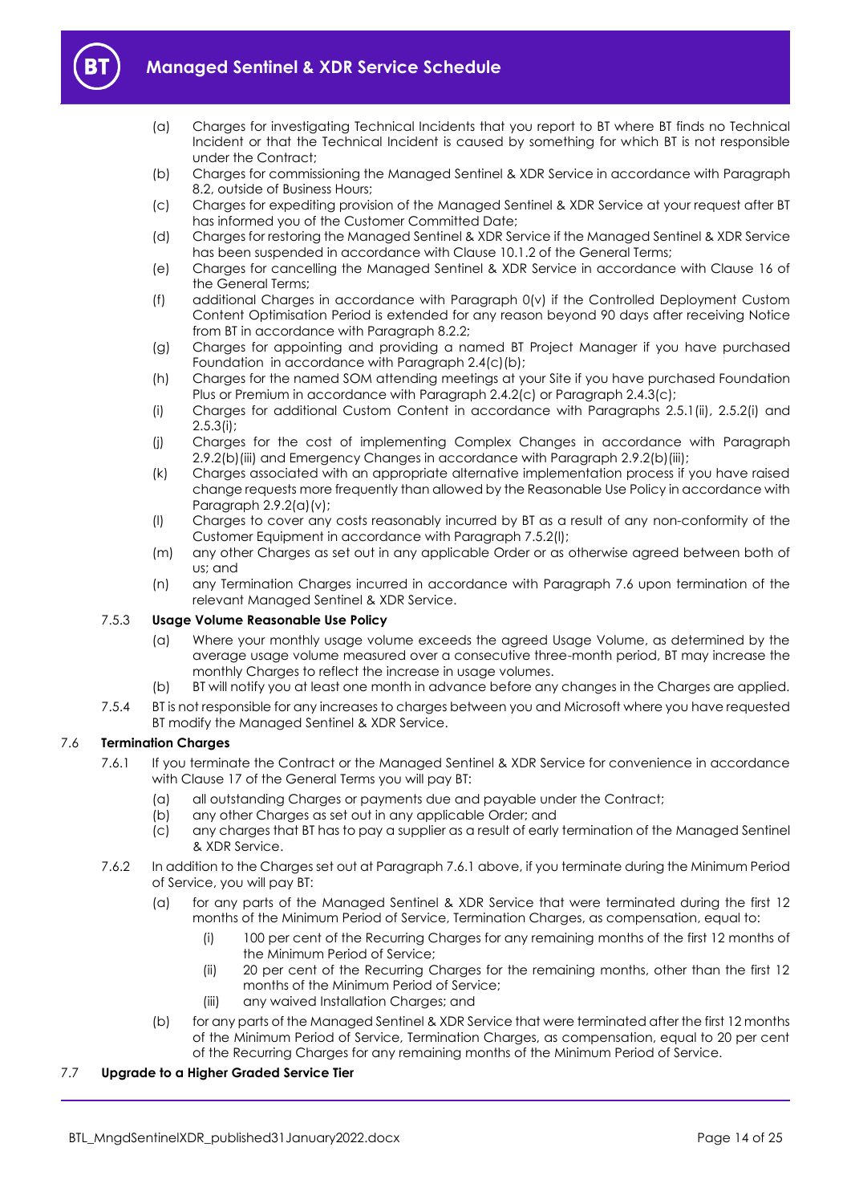(a) Charges for investigating Technical Incidents that you report to BT where BT finds no Technical Incident or that the Technical Incident is caused by something for which BT is not responsible under the Contract;

(b) Charges for commissioning the Managed Sentinel & XDR Service in accordance with Paragraph 8.2, outside of Business Hours;

(c) Charges for expediting provision of the Managed Sentinel & XDR Service at your request after BT has informed you of the Customer Committed Date;

(d) Charges for restoring the Managed Sentinel & XDR Service if the Managed Sentinel & XDR Service has been suspended in accordance with Clause 10.1.2 of the General Terms;

(e) Charges for cancelling the Managed Sentinel & XDR Service in accordance with Clause 16 of the General Terms;

(f) additional Charges in accordance with Paragraph 0(v) if the Controlled Deployment Custom Content Optimisation Period is extended for any reason beyond 90 days after receiving Notice from BT in accordance with Paragraph 8.2.2;

(g) Charges for appointing and providing a named BT Project Manager if you have purchased Foundation in accordance with Paragraph 2.4(c)(b);

(h) Charges for the named SOM attending meetings at your Site if you have purchased Foundation Plus or Premium in accordance with Paragraph 2.4.2(c) or Paragraph 2.4.3(c);

(i) Charges for additional Custom Content in accordance with Paragraphs 2.5.1(ii), 2.5.2(i) and 2.5.3(i);

(j) Charges for the cost of implementing Complex Changes in accordance with Paragraph 2.9.2(b)(iii) and Emergency Changes in accordance with Paragraph 2.9.2(b)(iii);

(k) Charges associated with an appropriate alternative implementation process if you have raised change requests more frequently than allowed by the Reasonable Use Policy in accordance with Paragraph 2.9.2(a)(v);

(l) Charges to cover any costs reasonably incurred by BT as a result of any non-conformity of the Customer Equipment in accordance with Paragraph 7.5.2(l);

(m) any other Charges as set out in any applicable Order or as otherwise agreed between both of us; and

(n) any Termination Charges incurred in accordance with Paragraph 7.6 upon termination of the relevant Managed Sentinel & XDR Service.

7.5.3 **Usage Volume Reasonable Use Policy**

(a) Where your monthly usage volume exceeds the agreed Usage Volume, as determined by the average usage volume measured over a consecutive three-month period, BT may increase the monthly Charges to reflect the increase in usage volumes.

(b) BT will notify you at least one month in advance before any changes in the Charges are applied.

7.5.4 BT is not responsible for any increases to charges between you and Microsoft where you have requested BT modify the Managed Sentinel & XDR Service.

### 7.6 **Termination Charges**

7.6.1 If you terminate the Contract or the Managed Sentinel & XDR Service for convenience in accordance with Clause 17 of the General Terms you will pay BT:

(a) all outstanding Charges or payments due and payable under the Contract;

(b) any other Charges as set out in any applicable Order; and

(c) any charges that BT has to pay a supplier as a result of early termination of the Managed Sentinel & XDR Service.

7.6.2 In addition to the Charges set out at Paragraph 7.6.1 above, if you terminate during the Minimum Period of Service, you will pay BT:

(a) for any parts of the Managed Sentinel & XDR Service that were terminated during the first 12 months of the Minimum Period of Service, Termination Charges, as compensation, equal to:

(i) 100 per cent of the Recurring Charges for any remaining months of the first 12 months of the Minimum Period of Service;

(ii) 20 per cent of the Recurring Charges for the remaining months, other than the first 12 months of the Minimum Period of Service;

(iii) any waived Installation Charges; and

(b) for any parts of the Managed Sentinel & XDR Service that were terminated after the first 12 months of the Minimum Period of Service, Termination Charges, as compensation, equal to 20 per cent of the Recurring Charges for any remaining months of the Minimum Period of Service.

### 7.7 **Upgrade to a Higher Graded Service Tier**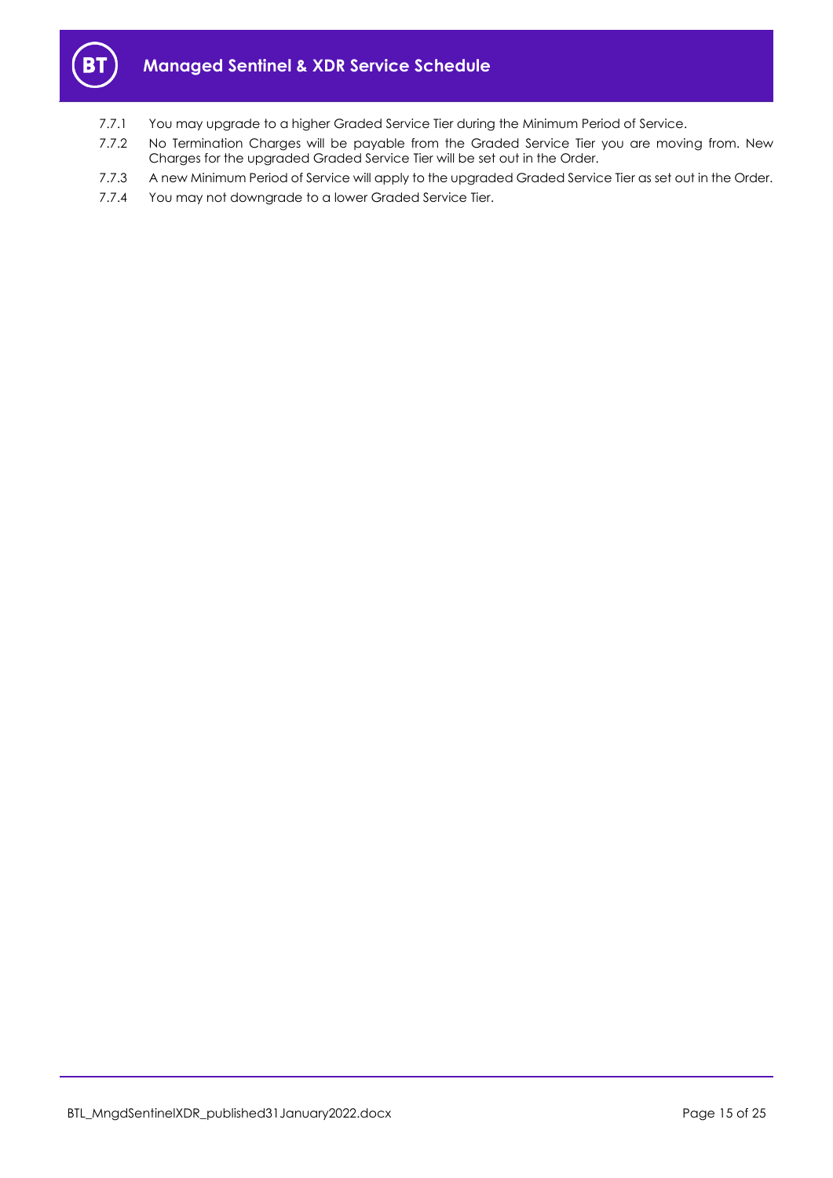7.7.1 You may upgrade to a higher Graded Service Tier during the Minimum Period of Service.

7.7.2 No Termination Charges will be payable from the Graded Service Tier you are moving from. New Charges for the upgraded Graded Service Tier will be set out in the Order.

7.7.3 A new Minimum Period of Service will apply to the upgraded Graded Service Tier as set out in the Order.

7.7.4 You may not downgrade to a lower Graded Service Tier.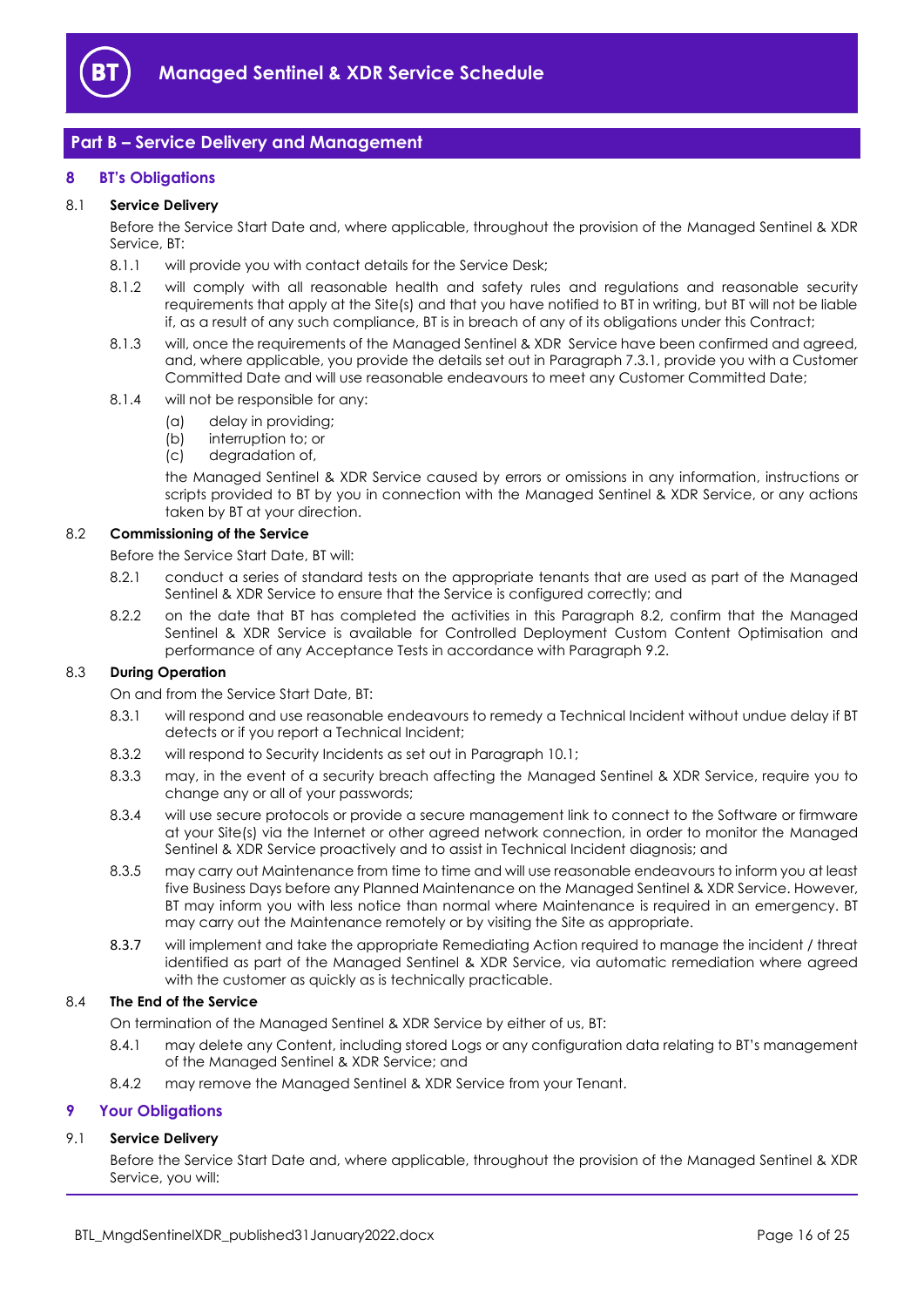## Part B – Service Delivery and Management

### 8 BT's Obligations

8.1 **Service Delivery**

Before the Service Start Date and, where applicable, throughout the provision of the Managed Sentinel & XDR Service, BT:

8.1.1 will provide you with contact details for the Service Desk;

8.1.2 will comply with all reasonable health and safety rules and regulations and reasonable security requirements that apply at the Site(s) and that you have notified to BT in writing, but BT will not be liable if, as a result of any such compliance, BT is in breach of any of its obligations under this Contract;

8.1.3 will, once the requirements of the Managed Sentinel & XDR Service have been confirmed and agreed, and, where applicable, you provide the details set out in Paragraph 7.3.1, provide you with a Customer Committed Date and will use reasonable endeavours to meet any Customer Committed Date;

8.1.4 will not be responsible for any:

(a) delay in providing;
(b) interruption to; or
(c) degradation of,

the Managed Sentinel & XDR Service caused by errors or omissions in any information, instructions or scripts provided to BT by you in connection with the Managed Sentinel & XDR Service, or any actions taken by BT at your direction.

8.2 **Commissioning of the Service**

Before the Service Start Date, BT will:

8.2.1 conduct a series of standard tests on the appropriate tenants that are used as part of the Managed Sentinel & XDR Service to ensure that the Service is configured correctly; and

8.2.2 on the date that BT has completed the activities in this Paragraph 8.2, confirm that the Managed Sentinel & XDR Service is available for Controlled Deployment Custom Content Optimisation and performance of any Acceptance Tests in accordance with Paragraph 9.2.

8.3 **During Operation**

On and from the Service Start Date, BT:

8.3.1 will respond and use reasonable endeavours to remedy a Technical Incident without undue delay if BT detects or if you report a Technical Incident;

8.3.2 will respond to Security Incidents as set out in Paragraph 10.1;

8.3.3 may, in the event of a security breach affecting the Managed Sentinel & XDR Service, require you to change any or all of your passwords;

8.3.4 will use secure protocols or provide a secure management link to connect to the Software or firmware at your Site(s) via the Internet or other agreed network connection, in order to monitor the Managed Sentinel & XDR Service proactively and to assist in Technical Incident diagnosis; and

8.3.5 may carry out Maintenance from time to time and will use reasonable endeavours to inform you at least five Business Days before any Planned Maintenance on the Managed Sentinel & XDR Service. However, BT may inform you with less notice than normal where Maintenance is required in an emergency. BT may carry out the Maintenance remotely or by visiting the Site as appropriate.

8.3.7 will implement and take the appropriate Remediating Action required to manage the incident / threat identified as part of the Managed Sentinel & XDR Service, via automatic remediation where agreed with the customer as quickly as is technically practicable.

8.4 **The End of the Service**

On termination of the Managed Sentinel & XDR Service by either of us, BT:

8.4.1 may delete any Content, including stored Logs or any configuration data relating to BT's management of the Managed Sentinel & XDR Service; and

8.4.2 may remove the Managed Sentinel & XDR Service from your Tenant.

### 9 Your Obligations

9.1 **Service Delivery**

Before the Service Start Date and, where applicable, throughout the provision of the Managed Sentinel & XDR Service, you will: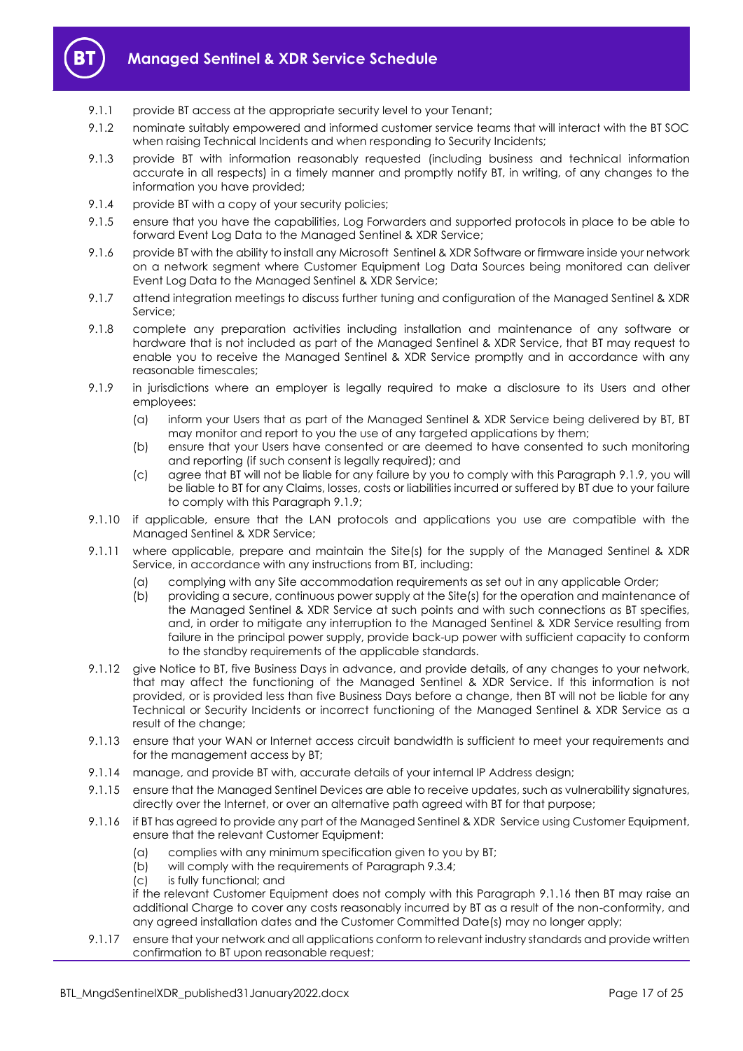9.1.1 provide BT access at the appropriate security level to your Tenant;

9.1.2 nominate suitably empowered and informed customer service teams that will interact with the BT SOC when raising Technical Incidents and when responding to Security Incidents;

9.1.3 provide BT with information reasonably requested (including business and technical information accurate in all respects) in a timely manner and promptly notify BT, in writing, of any changes to the information you have provided;

9.1.4 provide BT with a copy of your security policies;

9.1.5 ensure that you have the capabilities, Log Forwarders and supported protocols in place to be able to forward Event Log Data to the Managed Sentinel & XDR Service;

9.1.6 provide BT with the ability to install any Microsoft Sentinel & XDR Software or firmware inside your network on a network segment where Customer Equipment Log Data Sources being monitored can deliver Event Log Data to the Managed Sentinel & XDR Service;

9.1.7 attend integration meetings to discuss further tuning and configuration of the Managed Sentinel & XDR Service;

9.1.8 complete any preparation activities including installation and maintenance of any software or hardware that is not included as part of the Managed Sentinel & XDR Service, that BT may request to enable you to receive the Managed Sentinel & XDR Service promptly and in accordance with any reasonable timescales;

9.1.9 in jurisdictions where an employer is legally required to make a disclosure to its Users and other employees:

(a) inform your Users that as part of the Managed Sentinel & XDR Service being delivered by BT, BT may monitor and report to you the use of any targeted applications by them;

(b) ensure that your Users have consented or are deemed to have consented to such monitoring and reporting (if such consent is legally required); and

(c) agree that BT will not be liable for any failure by you to comply with this Paragraph 9.1.9, you will be liable to BT for any Claims, losses, costs or liabilities incurred or suffered by BT due to your failure to comply with this Paragraph 9.1.9;

9.1.10 if applicable, ensure that the LAN protocols and applications you use are compatible with the Managed Sentinel & XDR Service;

9.1.11 where applicable, prepare and maintain the Site(s) for the supply of the Managed Sentinel & XDR Service, in accordance with any instructions from BT, including:

(a) complying with any Site accommodation requirements as set out in any applicable Order;

(b) providing a secure, continuous power supply at the Site(s) for the operation and maintenance of the Managed Sentinel & XDR Service at such points and with such connections as BT specifies, and, in order to mitigate any interruption to the Managed Sentinel & XDR Service resulting from failure in the principal power supply, provide back-up power with sufficient capacity to conform to the standby requirements of the applicable standards.

9.1.12 give Notice to BT, five Business Days in advance, and provide details, of any changes to your network, that may affect the functioning of the Managed Sentinel & XDR Service. If this information is not provided, or is provided less than five Business Days before a change, then BT will not be liable for any Technical or Security Incidents or incorrect functioning of the Managed Sentinel & XDR Service as a result of the change;

9.1.13 ensure that your WAN or Internet access circuit bandwidth is sufficient to meet your requirements and for the management access by BT;

9.1.14 manage, and provide BT with, accurate details of your internal IP Address design;

9.1.15 ensure that the Managed Sentinel Devices are able to receive updates, such as vulnerability signatures, directly over the Internet, or over an alternative path agreed with BT for that purpose;

9.1.16 if BT has agreed to provide any part of the Managed Sentinel & XDR Service using Customer Equipment, ensure that the relevant Customer Equipment:

(a) complies with any minimum specification given to you by BT;

(b) will comply with the requirements of Paragraph 9.3.4;

(c) is fully functional; and

if the relevant Customer Equipment does not comply with this Paragraph 9.1.16 then BT may raise an additional Charge to cover any costs reasonably incurred by BT as a result of the non-conformity, and any agreed installation dates and the Customer Committed Date(s) may no longer apply;

9.1.17 ensure that your network and all applications conform to relevant industry standards and provide written confirmation to BT upon reasonable request;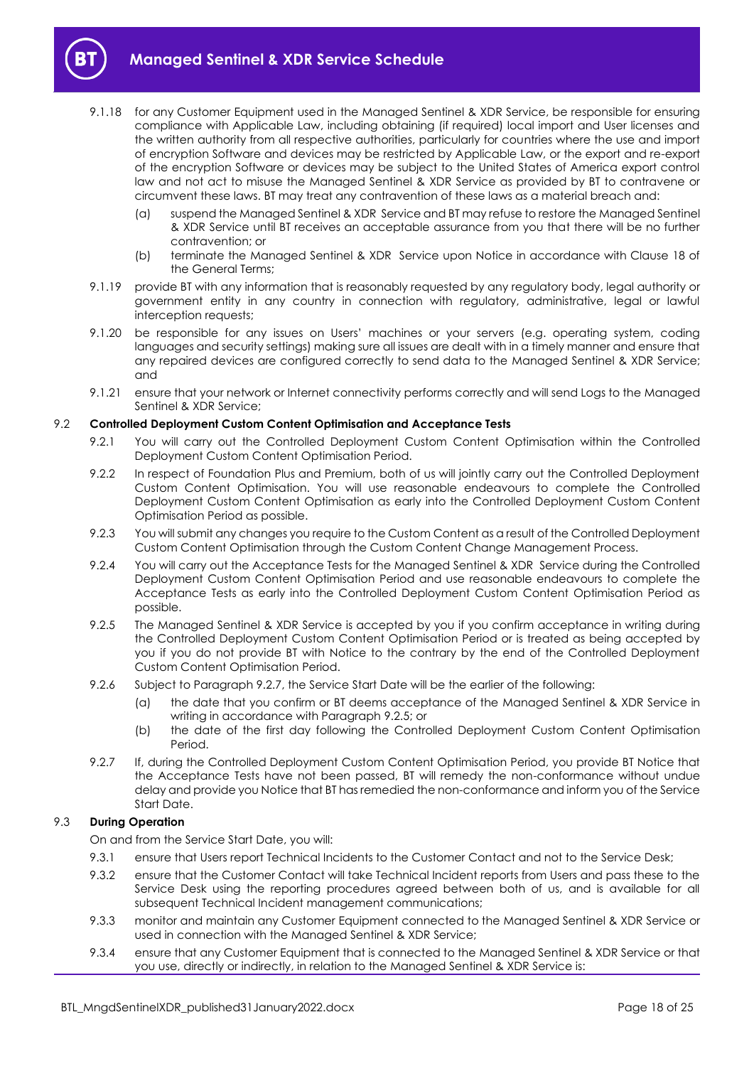9.1.18 for any Customer Equipment used in the Managed Sentinel & XDR Service, be responsible for ensuring compliance with Applicable Law, including obtaining (if required) local import and User licenses and the written authority from all respective authorities, particularly for countries where the use and import of encryption Software and devices may be restricted by Applicable Law, or the export and re-export of the encryption Software or devices may be subject to the United States of America export control law and not act to misuse the Managed Sentinel & XDR Service as provided by BT to contravene or circumvent these laws. BT may treat any contravention of these laws as a material breach and:

(a) suspend the Managed Sentinel & XDR Service and BT may refuse to restore the Managed Sentinel & XDR Service until BT receives an acceptable assurance from you that there will be no further contravention; or

(b) terminate the Managed Sentinel & XDR Service upon Notice in accordance with Clause 18 of the General Terms;

9.1.19 provide BT with any information that is reasonably requested by any regulatory body, legal authority or government entity in any country in connection with regulatory, administrative, legal or lawful interception requests;

9.1.20 be responsible for any issues on Users' machines or your servers (e.g. operating system, coding languages and security settings) making sure all issues are dealt with in a timely manner and ensure that any repaired devices are configured correctly to send data to the Managed Sentinel & XDR Service; and

9.1.21 ensure that your network or Internet connectivity performs correctly and will send Logs to the Managed Sentinel & XDR Service;

### 9.2 Controlled Deployment Custom Content Optimisation and Acceptance Tests

9.2.1 You will carry out the Controlled Deployment Custom Content Optimisation within the Controlled Deployment Custom Content Optimisation Period.

9.2.2 In respect of Foundation Plus and Premium, both of us will jointly carry out the Controlled Deployment Custom Content Optimisation. You will use reasonable endeavours to complete the Controlled Deployment Custom Content Optimisation as early into the Controlled Deployment Custom Content Optimisation Period as possible.

9.2.3 You will submit any changes you require to the Custom Content as a result of the Controlled Deployment Custom Content Optimisation through the Custom Content Change Management Process.

9.2.4 You will carry out the Acceptance Tests for the Managed Sentinel & XDR Service during the Controlled Deployment Custom Content Optimisation Period and use reasonable endeavours to complete the Acceptance Tests as early into the Controlled Deployment Custom Content Optimisation Period as possible.

9.2.5 The Managed Sentinel & XDR Service is accepted by you if you confirm acceptance in writing during the Controlled Deployment Custom Content Optimisation Period or is treated as being accepted by you if you do not provide BT with Notice to the contrary by the end of the Controlled Deployment Custom Content Optimisation Period.

9.2.6 Subject to Paragraph 9.2.7, the Service Start Date will be the earlier of the following:

(a) the date that you confirm or BT deems acceptance of the Managed Sentinel & XDR Service in writing in accordance with Paragraph 9.2.5; or

(b) the date of the first day following the Controlled Deployment Custom Content Optimisation Period.

9.2.7 If, during the Controlled Deployment Custom Content Optimisation Period, you provide BT Notice that the Acceptance Tests have not been passed, BT will remedy the non-conformance without undue delay and provide you Notice that BT has remedied the non-conformance and inform you of the Service Start Date.

### 9.3 During Operation

On and from the Service Start Date, you will:

9.3.1 ensure that Users report Technical Incidents to the Customer Contact and not to the Service Desk;

9.3.2 ensure that the Customer Contact will take Technical Incident reports from Users and pass these to the Service Desk using the reporting procedures agreed between both of us, and is available for all subsequent Technical Incident management communications;

9.3.3 monitor and maintain any Customer Equipment connected to the Managed Sentinel & XDR Service or used in connection with the Managed Sentinel & XDR Service;

9.3.4 ensure that any Customer Equipment that is connected to the Managed Sentinel & XDR Service or that you use, directly or indirectly, in relation to the Managed Sentinel & XDR Service is: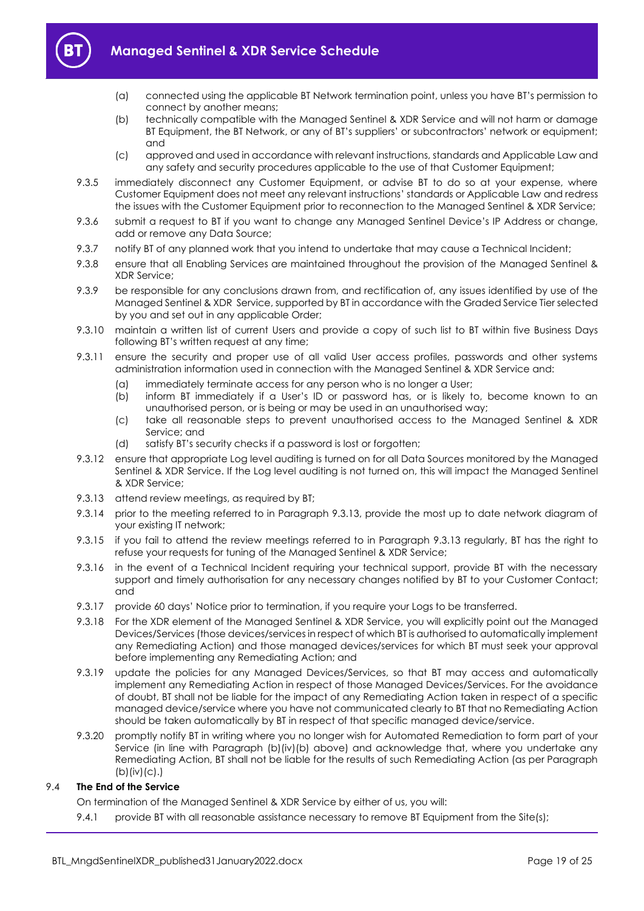(a) connected using the applicable BT Network termination point, unless you have BT's permission to connect by another means;

(b) technically compatible with the Managed Sentinel & XDR Service and will not harm or damage BT Equipment, the BT Network, or any of BT's suppliers' or subcontractors' network or equipment; and

(c) approved and used in accordance with relevant instructions, standards and Applicable Law and any safety and security procedures applicable to the use of that Customer Equipment;

9.3.5 immediately disconnect any Customer Equipment, or advise BT to do so at your expense, where Customer Equipment does not meet any relevant instructions' standards or Applicable Law and redress the issues with the Customer Equipment prior to reconnection to the Managed Sentinel & XDR Service;

9.3.6 submit a request to BT if you want to change any Managed Sentinel Device's IP Address or change, add or remove any Data Source;

9.3.7 notify BT of any planned work that you intend to undertake that may cause a Technical Incident;

9.3.8 ensure that all Enabling Services are maintained throughout the provision of the Managed Sentinel & XDR Service;

9.3.9 be responsible for any conclusions drawn from, and rectification of, any issues identified by use of the Managed Sentinel & XDR Service, supported by BT in accordance with the Graded Service Tier selected by you and set out in any applicable Order;

9.3.10 maintain a written list of current Users and provide a copy of such list to BT within five Business Days following BT's written request at any time;

9.3.11 ensure the security and proper use of all valid User access profiles, passwords and other systems administration information used in connection with the Managed Sentinel & XDR Service and:

(a) immediately terminate access for any person who is no longer a User;

(b) inform BT immediately if a User's ID or password has, or is likely to, become known to an unauthorised person, or is being or may be used in an unauthorised way;

(c) take all reasonable steps to prevent unauthorised access to the Managed Sentinel & XDR Service; and

(d) satisfy BT's security checks if a password is lost or forgotten;

9.3.12 ensure that appropriate Log level auditing is turned on for all Data Sources monitored by the Managed Sentinel & XDR Service. If the Log level auditing is not turned on, this will impact the Managed Sentinel & XDR Service;

9.3.13 attend review meetings, as required by BT;

9.3.14 prior to the meeting referred to in Paragraph 9.3.13, provide the most up to date network diagram of your existing IT network;

9.3.15 if you fail to attend the review meetings referred to in Paragraph 9.3.13 regularly, BT has the right to refuse your requests for tuning of the Managed Sentinel & XDR Service;

9.3.16 in the event of a Technical Incident requiring your technical support, provide BT with the necessary support and timely authorisation for any necessary changes notified by BT to your Customer Contact; and

9.3.17 provide 60 days' Notice prior to termination, if you require your Logs to be transferred.

9.3.18 For the XDR element of the Managed Sentinel & XDR Service, you will explicitly point out the Managed Devices/Services (those devices/services in respect of which BT is authorised to automatically implement any Remediating Action) and those managed devices/services for which BT must seek your approval before implementing any Remediating Action; and

9.3.19 update the policies for any Managed Devices/Services, so that BT may access and automatically implement any Remediating Action in respect of those Managed Devices/Services. For the avoidance of doubt, BT shall not be liable for the impact of any Remediating Action taken in respect of a specific managed device/service where you have not communicated clearly to BT that no Remediating Action should be taken automatically by BT in respect of that specific managed device/service.

9.3.20 promptly notify BT in writing where you no longer wish for Automated Remediation to form part of your Service (in line with Paragraph (b)(iv)(b) above) and acknowledge that, where you undertake any Remediating Action, BT shall not be liable for the results of such Remediating Action (as per Paragraph (b)(iv)(c).)

## 9.4 The End of the Service

On termination of the Managed Sentinel & XDR Service by either of us, you will:

9.4.1 provide BT with all reasonable assistance necessary to remove BT Equipment from the Site(s);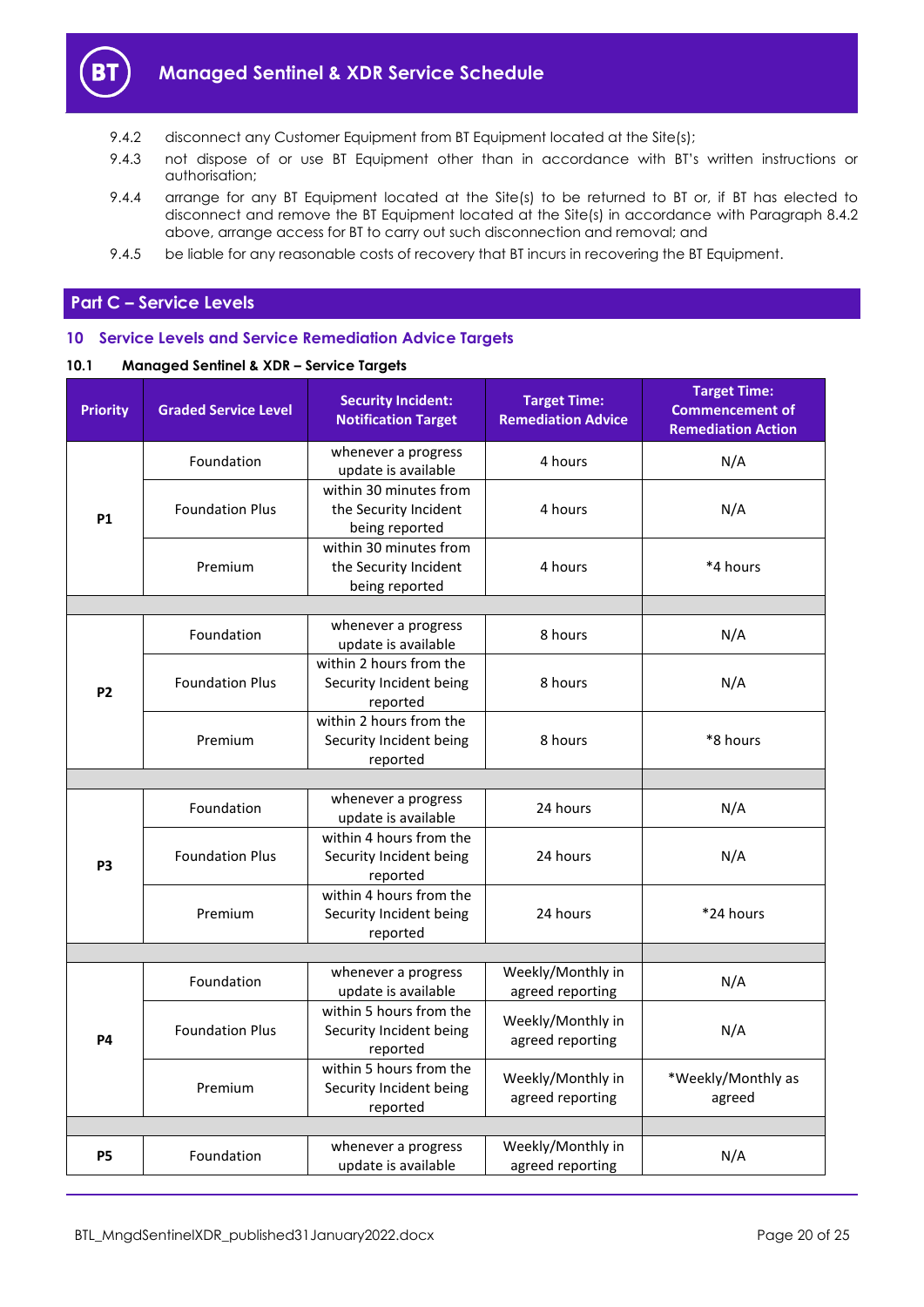9.4.2 disconnect any Customer Equipment from BT Equipment located at the Site(s);

9.4.3 not dispose of or use BT Equipment other than in accordance with BT's written instructions or authorisation;

9.4.4 arrange for any BT Equipment located at the Site(s) to be returned to BT or, if BT has elected to disconnect and remove the BT Equipment located at the Site(s) in accordance with Paragraph 8.4.2 above, arrange access for BT to carry out such disconnection and removal; and

9.4.5 be liable for any reasonable costs of recovery that BT incurs in recovering the BT Equipment.

## Part C – Service Levels

### 10 Service Levels and Service Remediation Advice Targets

#### 10.1 Managed Sentinel & XDR – Service Targets

| Priority | Graded Service Level | Security Incident: Notification Target | Target Time: Remediation Advice | Target Time: Commencement of Remediation Action |
|---|---|---|---|---|
| P1 | Foundation | whenever a progress update is available | 4 hours | N/A |
| | Foundation Plus | within 30 minutes from the Security Incident being reported | 4 hours | N/A |
| | Premium | within 30 minutes from the Security Incident being reported | 4 hours | *4 hours |
| | | | | |
| P2 | Foundation | whenever a progress update is available | 8 hours | N/A |
| | Foundation Plus | within 2 hours from the Security Incident being reported | 8 hours | N/A |
| | Premium | within 2 hours from the Security Incident being reported | 8 hours | *8 hours |
| | | | | |
| P3 | Foundation | whenever a progress update is available | 24 hours | N/A |
| | Foundation Plus | within 4 hours from the Security Incident being reported | 24 hours | N/A |
| | Premium | within 4 hours from the Security Incident being reported | 24 hours | *24 hours |
| | | | | |
| P4 | Foundation | whenever a progress update is available | Weekly/Monthly in agreed reporting | N/A |
| | Foundation Plus | within 5 hours from the Security Incident being reported | Weekly/Monthly in agreed reporting | N/A |
| | Premium | within 5 hours from the Security Incident being reported | Weekly/Monthly in agreed reporting | *Weekly/Monthly as agreed |
| | | | | |
| P5 | Foundation | whenever a progress update is available | Weekly/Monthly in agreed reporting | N/A |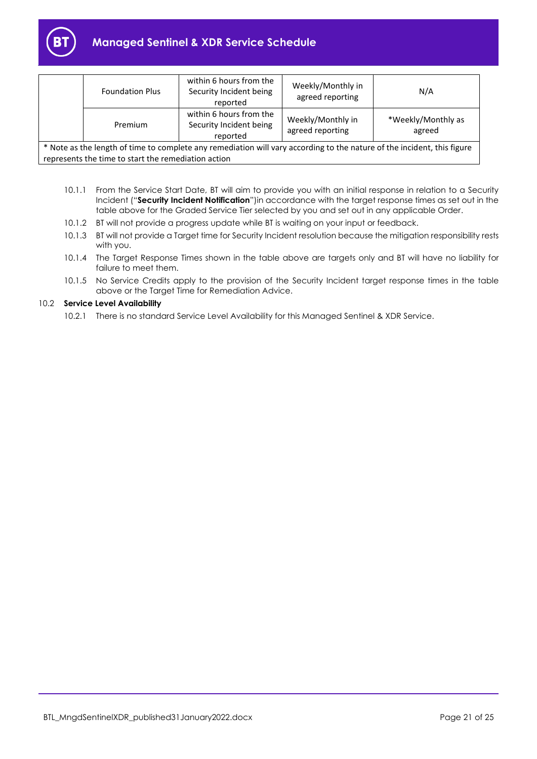| | Foundation Plus | within 6 hours from the Security Incident being reported | Weekly/Monthly in agreed reporting | N/A |
|---|---|---|---|---|
| | Premium | within 6 hours from the Security Incident being reported | Weekly/Monthly in agreed reporting | *Weekly/Monthly as agreed |
| * Note as the length of time to complete any remediation will vary according to the nature of the incident, this figure represents the time to start the remediation action | | | | |

10.1.1 From the Service Start Date, BT will aim to provide you with an initial response in relation to a Security Incident ("**Security Incident Notification**")in accordance with the target response times as set out in the table above for the Graded Service Tier selected by you and set out in any applicable Order.

10.1.2 BT will not provide a progress update while BT is waiting on your input or feedback.

10.1.3 BT will not provide a Target time for Security Incident resolution because the mitigation responsibility rests with you.

10.1.4 The Target Response Times shown in the table above are targets only and BT will have no liability for failure to meet them.

10.1.5 No Service Credits apply to the provision of the Security Incident target response times in the table above or the Target Time for Remediation Advice.

10.2 **Service Level Availability**

10.2.1 There is no standard Service Level Availability for this Managed Sentinel & XDR Service.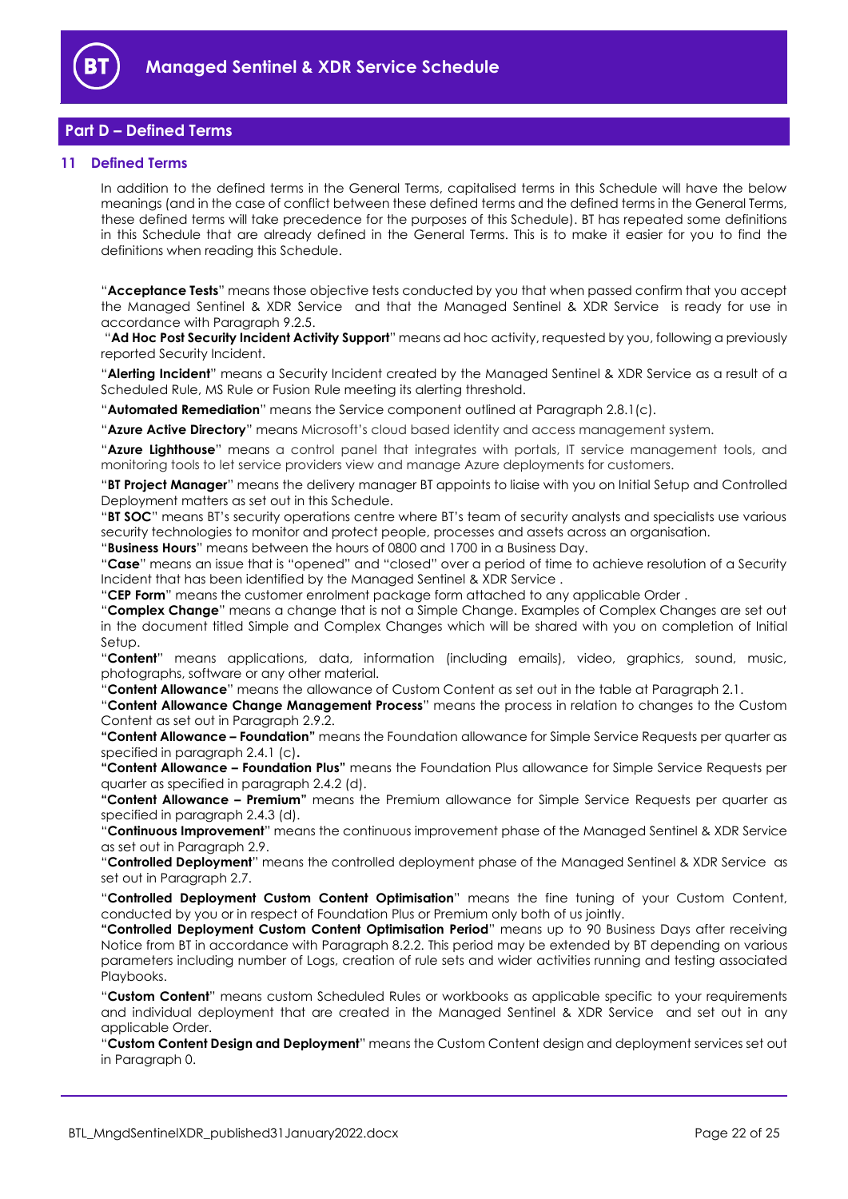## Part D – Defined Terms

### 11 Defined Terms

In addition to the defined terms in the General Terms, capitalised terms in this Schedule will have the below meanings (and in the case of conflict between these defined terms and the defined terms in the General Terms, these defined terms will take precedence for the purposes of this Schedule). BT has repeated some definitions in this Schedule that are already defined in the General Terms. This is to make it easier for you to find the definitions when reading this Schedule.

"**Acceptance Tests**" means those objective tests conducted by you that when passed confirm that you accept the Managed Sentinel & XDR Service and that the Managed Sentinel & XDR Service is ready for use in accordance with Paragraph 9.2.5.

"**Ad Hoc Post Security Incident Activity Support**" means ad hoc activity, requested by you, following a previously reported Security Incident.

"**Alerting Incident**" means a Security Incident created by the Managed Sentinel & XDR Service as a result of a Scheduled Rule, MS Rule or Fusion Rule meeting its alerting threshold.

"**Automated Remediation**" means the Service component outlined at Paragraph 2.8.1(c).

"**Azure Active Directory**" means Microsoft's cloud based identity and access management system.

"**Azure Lighthouse**" means a control panel that integrates with portals, IT service management tools, and monitoring tools to let service providers view and manage Azure deployments for customers.

"**BT Project Manager**" means the delivery manager BT appoints to liaise with you on Initial Setup and Controlled Deployment matters as set out in this Schedule.

"**BT SOC**" means BT's security operations centre where BT's team of security analysts and specialists use various security technologies to monitor and protect people, processes and assets across an organisation.

"**Business Hours**" means between the hours of 0800 and 1700 in a Business Day.

"**Case**" means an issue that is "opened" and "closed" over a period of time to achieve resolution of a Security Incident that has been identified by the Managed Sentinel & XDR Service .

"**CEP Form**" means the customer enrolment package form attached to any applicable Order .

"**Complex Change**" means a change that is not a Simple Change. Examples of Complex Changes are set out in the document titled Simple and Complex Changes which will be shared with you on completion of Initial Setup.

"**Content**" means applications, data, information (including emails), video, graphics, sound, music, photographs, software or any other material.

"**Content Allowance**" means the allowance of Custom Content as set out in the table at Paragraph 2.1.

"**Content Allowance Change Management Process**" means the process in relation to changes to the Custom Content as set out in Paragraph 2.9.2.

**"Content Allowance – Foundation"** means the Foundation allowance for Simple Service Requests per quarter as specified in paragraph 2.4.1 (c)**.**

**"Content Allowance – Foundation Plus"** means the Foundation Plus allowance for Simple Service Requests per quarter as specified in paragraph 2.4.2 (d).

**"Content Allowance – Premium"** means the Premium allowance for Simple Service Requests per quarter as specified in paragraph 2.4.3 (d).

"**Continuous Improvement**" means the continuous improvement phase of the Managed Sentinel & XDR Service as set out in Paragraph 2.9.

"**Controlled Deployment**" means the controlled deployment phase of the Managed Sentinel & XDR Service as set out in Paragraph 2.7.

"**Controlled Deployment Custom Content Optimisation**" means the fine tuning of your Custom Content, conducted by you or in respect of Foundation Plus or Premium only both of us jointly.

**"Controlled Deployment Custom Content Optimisation Period**" means up to 90 Business Days after receiving Notice from BT in accordance with Paragraph 8.2.2. This period may be extended by BT depending on various parameters including number of Logs, creation of rule sets and wider activities running and testing associated Playbooks.

"**Custom Content**" means custom Scheduled Rules or workbooks as applicable specific to your requirements and individual deployment that are created in the Managed Sentinel & XDR Service and set out in any applicable Order.

"**Custom Content Design and Deployment**" means the Custom Content design and deployment services set out in Paragraph 0.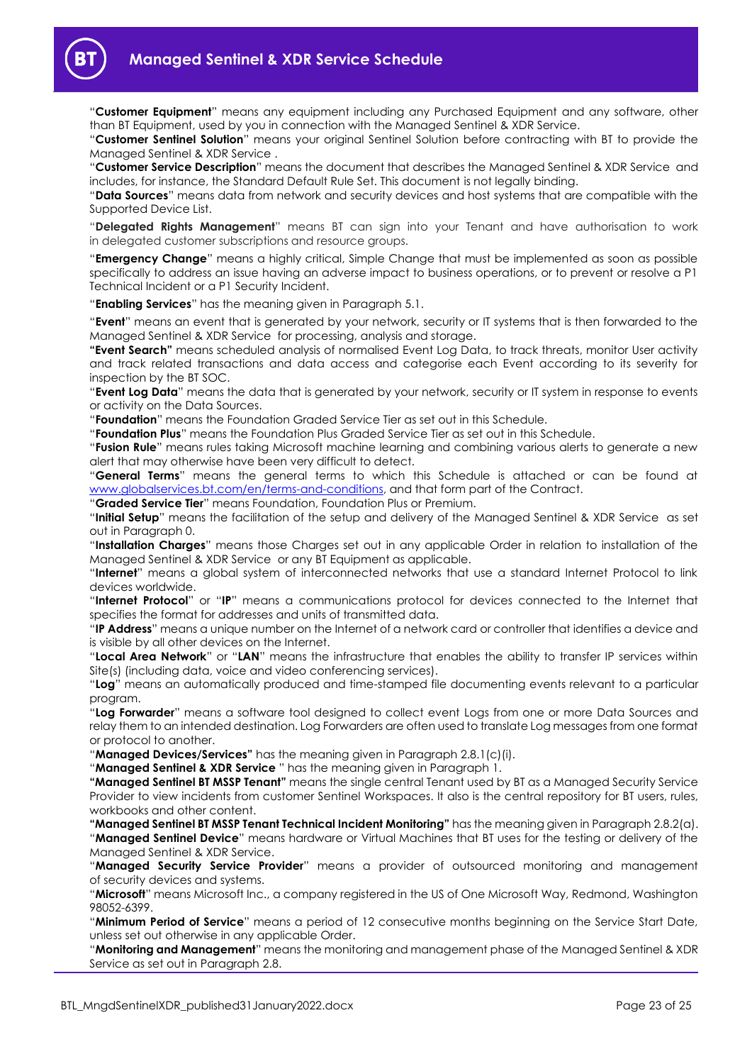"**Customer Equipment**" means any equipment including any Purchased Equipment and any software, other than BT Equipment, used by you in connection with the Managed Sentinel & XDR Service.

"**Customer Sentinel Solution**" means your original Sentinel Solution before contracting with BT to provide the Managed Sentinel & XDR Service .

"**Customer Service Description**" means the document that describes the Managed Sentinel & XDR Service and includes, for instance, the Standard Default Rule Set. This document is not legally binding.

"**Data Sources**" means data from network and security devices and host systems that are compatible with the Supported Device List.

"**Delegated Rights Management**" means BT can sign into your Tenant and have authorisation to work in delegated customer subscriptions and resource groups.

"**Emergency Change**" means a highly critical, Simple Change that must be implemented as soon as possible specifically to address an issue having an adverse impact to business operations, or to prevent or resolve a P1 Technical Incident or a P1 Security Incident.

"**Enabling Services**" has the meaning given in Paragraph 5.1.

"**Event**" means an event that is generated by your network, security or IT systems that is then forwarded to the Managed Sentinel & XDR Service for processing, analysis and storage.

**"Event Search"** means scheduled analysis of normalised Event Log Data, to track threats, monitor User activity and track related transactions and data access and categorise each Event according to its severity for inspection by the BT SOC.

"**Event Log Data**" means the data that is generated by your network, security or IT system in response to events or activity on the Data Sources.

"**Foundation**" means the Foundation Graded Service Tier as set out in this Schedule.

"**Foundation Plus**" means the Foundation Plus Graded Service Tier as set out in this Schedule.

"**Fusion Rule**" means rules taking Microsoft machine learning and combining various alerts to generate a new alert that may otherwise have been very difficult to detect.

"**General Terms**" means the general terms to which this Schedule is attached or can be found at www.globalservices.bt.com/en/terms-and-conditions, and that form part of the Contract.

"**Graded Service Tier**" means Foundation, Foundation Plus or Premium.

"**Initial Setup**" means the facilitation of the setup and delivery of the Managed Sentinel & XDR Service as set out in Paragraph 0.

"**Installation Charges**" means those Charges set out in any applicable Order in relation to installation of the Managed Sentinel & XDR Service or any BT Equipment as applicable.

"**Internet**" means a global system of interconnected networks that use a standard Internet Protocol to link devices worldwide.

"**Internet Protocol**" or "**IP**" means a communications protocol for devices connected to the Internet that specifies the format for addresses and units of transmitted data.

"**IP Address**" means a unique number on the Internet of a network card or controller that identifies a device and is visible by all other devices on the Internet.

"**Local Area Network**" or "**LAN**" means the infrastructure that enables the ability to transfer IP services within Site(s) (including data, voice and video conferencing services).

"**Log**" means an automatically produced and time-stamped file documenting events relevant to a particular program.

"**Log Forwarder**" means a software tool designed to collect event Logs from one or more Data Sources and relay them to an intended destination. Log Forwarders are often used to translate Log messages from one format or protocol to another.

"**Managed Devices/Services"** has the meaning given in Paragraph 2.8.1(c)(i).

"**Managed Sentinel & XDR Service** " has the meaning given in Paragraph 1.

**"Managed Sentinel BT MSSP Tenant"** means the single central Tenant used by BT as a Managed Security Service Provider to view incidents from customer Sentinel Workspaces. It also is the central repository for BT users, rules, workbooks and other content.

**"Managed Sentinel BT MSSP Tenant Technical Incident Monitoring"** has the meaning given in Paragraph 2.8.2(a).

"**Managed Sentinel Device**" means hardware or Virtual Machines that BT uses for the testing or delivery of the Managed Sentinel & XDR Service.

"**Managed Security Service Provider**" means a provider of outsourced monitoring and management of security devices and systems.

"**Microsoft**" means Microsoft Inc., a company registered in the US of One Microsoft Way, Redmond, Washington 98052-6399.

"**Minimum Period of Service**" means a period of 12 consecutive months beginning on the Service Start Date, unless set out otherwise in any applicable Order.

"**Monitoring and Management**" means the monitoring and management phase of the Managed Sentinel & XDR Service as set out in Paragraph 2.8.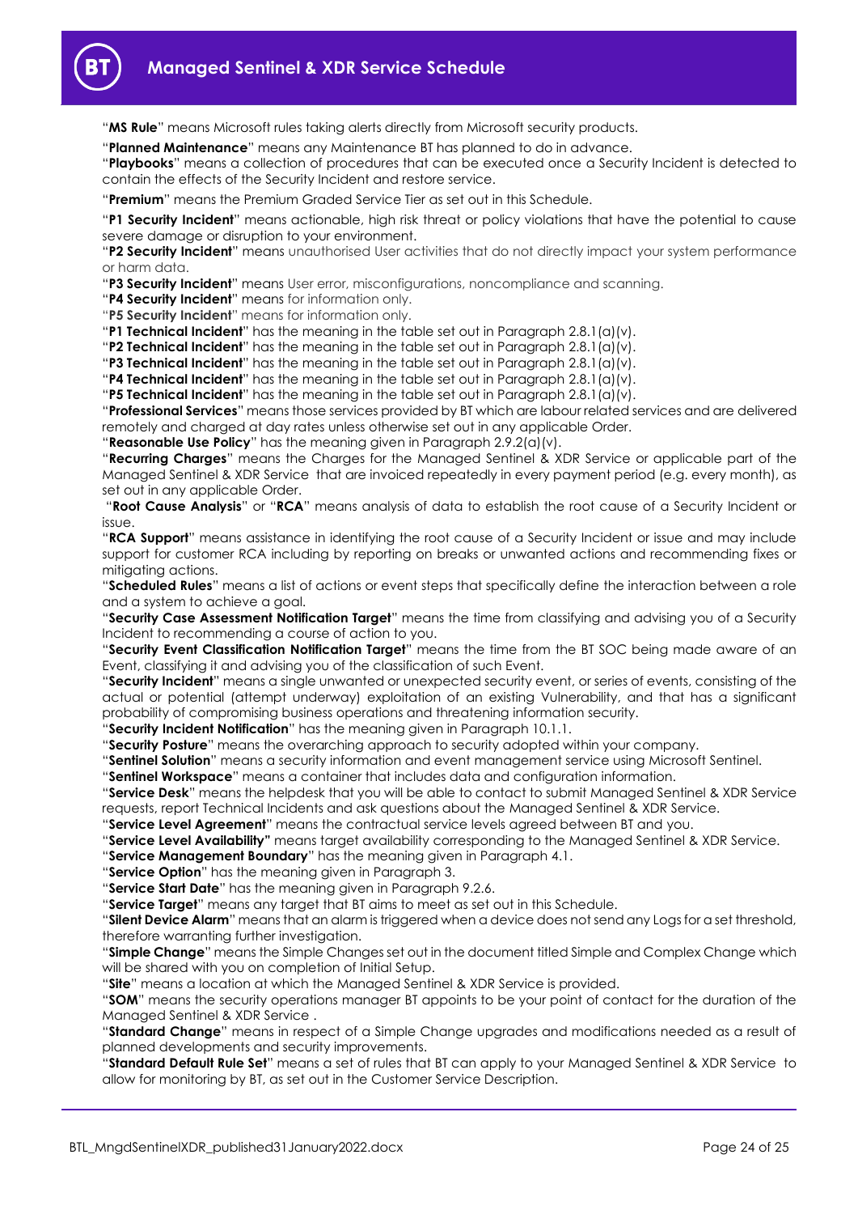"**MS Rule**" means Microsoft rules taking alerts directly from Microsoft security products.

"**Planned Maintenance**" means any Maintenance BT has planned to do in advance.

"**Playbooks**" means a collection of procedures that can be executed once a Security Incident is detected to contain the effects of the Security Incident and restore service.

"**Premium**" means the Premium Graded Service Tier as set out in this Schedule.

"**P1 Security Incident**" means actionable, high risk threat or policy violations that have the potential to cause severe damage or disruption to your environment.

"**P2 Security Incident**" means unauthorised User activities that do not directly impact your system performance or harm data.

"**P3 Security Incident**" means User error, misconfigurations, noncompliance and scanning.

"**P4 Security Incident**" means for information only.

"**P5 Security Incident**" means for information only.

"**P1 Technical Incident**" has the meaning in the table set out in Paragraph 2.8.1(a)(v).

"**P2 Technical Incident**" has the meaning in the table set out in Paragraph 2.8.1(a)(v).

"**P3 Technical Incident**" has the meaning in the table set out in Paragraph 2.8.1(a)(v).

"**P4 Technical Incident**" has the meaning in the table set out in Paragraph 2.8.1(a)(v).

"**P5 Technical Incident**" has the meaning in the table set out in Paragraph 2.8.1(a)(v).

"**Professional Services**" means those services provided by BT which are labour related services and are delivered remotely and charged at day rates unless otherwise set out in any applicable Order.

"**Reasonable Use Policy**" has the meaning given in Paragraph 2.9.2(a)(v).

"**Recurring Charges**" means the Charges for the Managed Sentinel & XDR Service or applicable part of the Managed Sentinel & XDR Service that are invoiced repeatedly in every payment period (e.g. every month), as set out in any applicable Order.

"**Root Cause Analysis**" or "**RCA**" means analysis of data to establish the root cause of a Security Incident or issue.

"**RCA Support**" means assistance in identifying the root cause of a Security Incident or issue and may include support for customer RCA including by reporting on breaks or unwanted actions and recommending fixes or mitigating actions.

"**Scheduled Rules**" means a list of actions or event steps that specifically define the interaction between a role and a system to achieve a goal.

"**Security Case Assessment Notification Target**" means the time from classifying and advising you of a Security Incident to recommending a course of action to you.

"**Security Event Classification Notification Target**" means the time from the BT SOC being made aware of an Event, classifying it and advising you of the classification of such Event.

"**Security Incident**" means a single unwanted or unexpected security event, or series of events, consisting of the actual or potential (attempt underway) exploitation of an existing Vulnerability, and that has a significant probability of compromising business operations and threatening information security.

"**Security Incident Notification**" has the meaning given in Paragraph 10.1.1.

"**Security Posture**" means the overarching approach to security adopted within your company.

"**Sentinel Solution**" means a security information and event management service using Microsoft Sentinel.

"**Sentinel Workspace**" means a container that includes data and configuration information.

"**Service Desk**" means the helpdesk that you will be able to contact to submit Managed Sentinel & XDR Service requests, report Technical Incidents and ask questions about the Managed Sentinel & XDR Service.

"**Service Level Agreement**" means the contractual service levels agreed between BT and you.

"**Service Level Availability**" means target availability corresponding to the Managed Sentinel & XDR Service.

"**Service Management Boundary**" has the meaning given in Paragraph 4.1.

"**Service Option**" has the meaning given in Paragraph 3.

"**Service Start Date**" has the meaning given in Paragraph 9.2.6.

"**Service Target**" means any target that BT aims to meet as set out in this Schedule.

"**Silent Device Alarm**" means that an alarm is triggered when a device does not send any Logs for a set threshold, therefore warranting further investigation.

"**Simple Change**" means the Simple Changes set out in the document titled Simple and Complex Change which will be shared with you on completion of Initial Setup.

"**Site**" means a location at which the Managed Sentinel & XDR Service is provided.

"**SOM**" means the security operations manager BT appoints to be your point of contact for the duration of the Managed Sentinel & XDR Service .

"**Standard Change**" means in respect of a Simple Change upgrades and modifications needed as a result of planned developments and security improvements.

"**Standard Default Rule Set**" means a set of rules that BT can apply to your Managed Sentinel & XDR Service to allow for monitoring by BT, as set out in the Customer Service Description.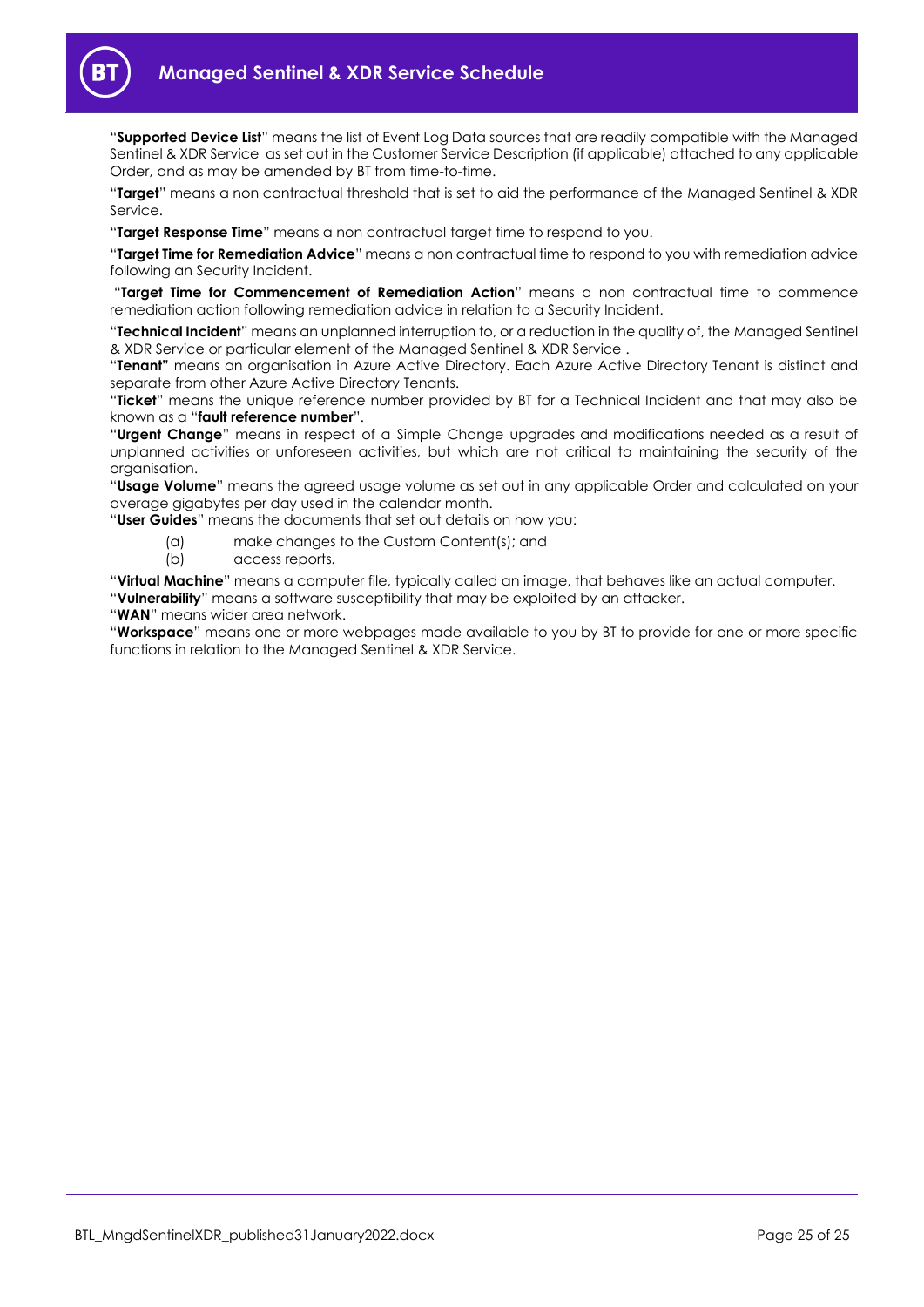"**Supported Device List**" means the list of Event Log Data sources that are readily compatible with the Managed Sentinel & XDR Service as set out in the Customer Service Description (if applicable) attached to any applicable Order, and as may be amended by BT from time-to-time.

"**Target**" means a non contractual threshold that is set to aid the performance of the Managed Sentinel & XDR Service.

"**Target Response Time**" means a non contractual target time to respond to you.

"**Target Time for Remediation Advice**" means a non contractual time to respond to you with remediation advice following an Security Incident.

"**Target Time for Commencement of Remediation Action**" means a non contractual time to commence remediation action following remediation advice in relation to a Security Incident.

"**Technical Incident**" means an unplanned interruption to, or a reduction in the quality of, the Managed Sentinel & XDR Service or particular element of the Managed Sentinel & XDR Service .

"**Tenant"** means an organisation in Azure Active Directory. Each Azure Active Directory Tenant is distinct and separate from other Azure Active Directory Tenants.

"**Ticket**" means the unique reference number provided by BT for a Technical Incident and that may also be known as a "**fault reference number**".

"**Urgent Change**" means in respect of a Simple Change upgrades and modifications needed as a result of unplanned activities or unforeseen activities, but which are not critical to maintaining the security of the organisation.

"**Usage Volume**" means the agreed usage volume as set out in any applicable Order and calculated on your average gigabytes per day used in the calendar month.

"**User Guides**" means the documents that set out details on how you:

(a) make changes to the Custom Content(s); and

(b) access reports.

"**Virtual Machine**" means a computer file, typically called an image, that behaves like an actual computer.

"**Vulnerability**" means a software susceptibility that may be exploited by an attacker.

"**WAN**" means wider area network.

"**Workspace**" means one or more webpages made available to you by BT to provide for one or more specific functions in relation to the Managed Sentinel & XDR Service.